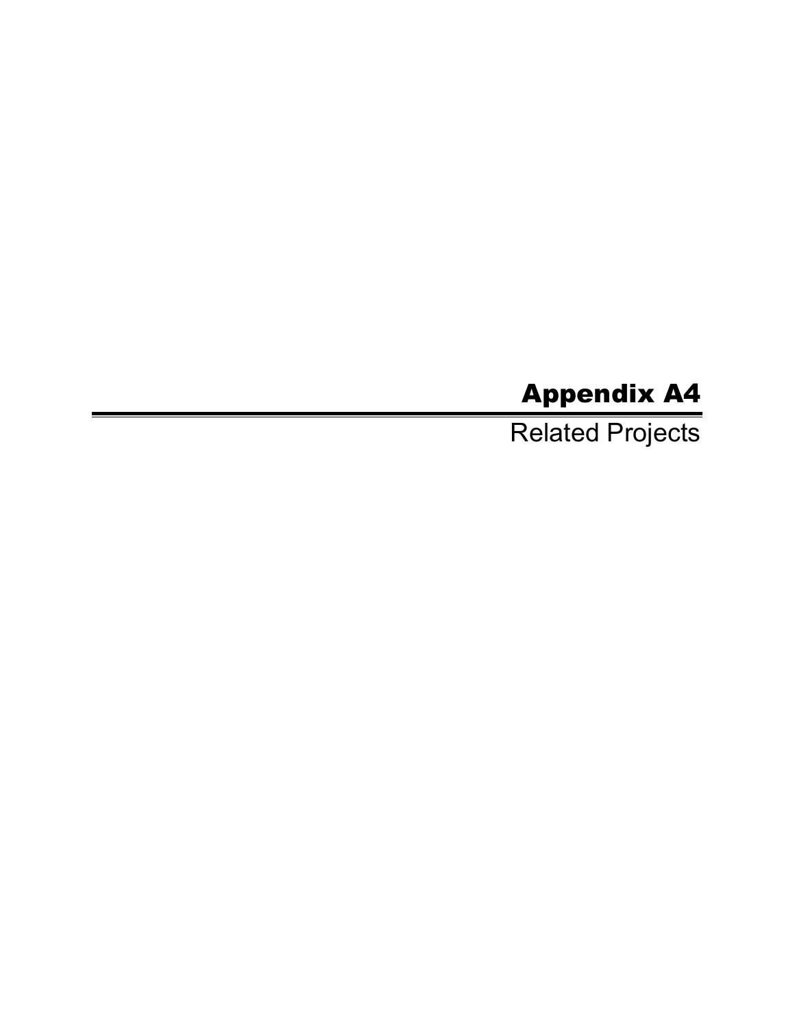# Appendix A4

## Related Projects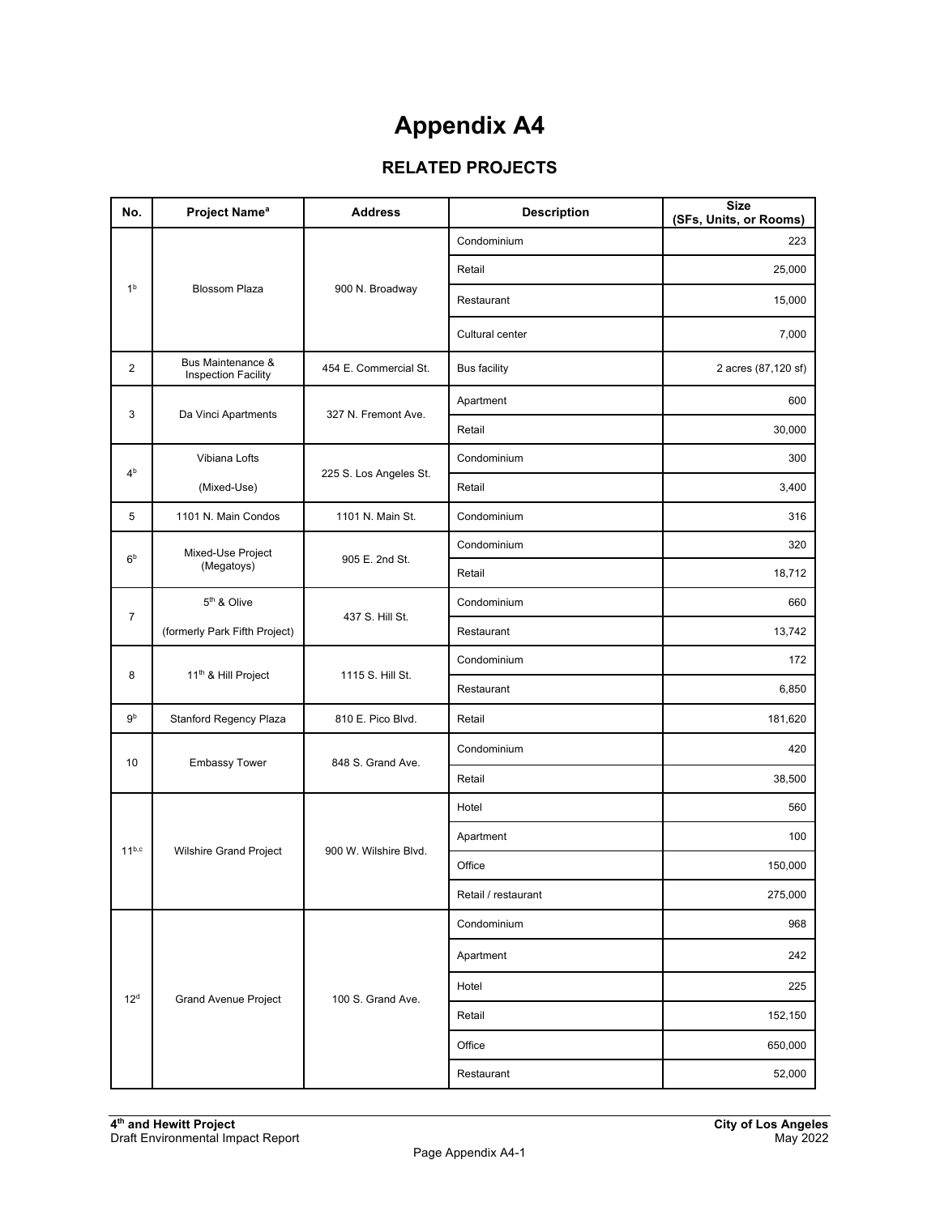# Appendix A4

## RELATED PROJECTS

| No. | Project Name[a] | Address | Description | Size (SFs, Units, or Rooms) |
|---|---|---|---|---|
| 1[b] | Blossom Plaza | 900 N. Broadway | Condominium | 223 |
| | | | Retail | 25,000 |
| | | | Restaurant | 15,000 |
| | | | Cultural center | 7,000 |
| 2 | Bus Maintenance & Inspection Facility | 454 E. Commercial St. | Bus facility | 2 acres (87,120 sf) |
| 3 | Da Vinci Apartments | 327 N. Fremont Ave. | Apartment | 600 |
| | | | Retail | 30,000 |
| 4[b] | Vibiana Lofts (Mixed-Use) | 225 S. Los Angeles St. | Condominium | 300 |
| | | | Retail | 3,400 |
| 5 | 1101 N. Main Condos | 1101 N. Main St. | Condominium | 316 |
| 6[b] | Mixed-Use Project (Megatoys) | 905 E. 2nd St. | Condominium | 320 |
| | | | Retail | 18,712 |
| 7 | 5th & Olive (formerly Park Fifth Project) | 437 S. Hill St. | Condominium | 660 |
| | | | Restaurant | 13,742 |
| 8 | 11th & Hill Project | 1115 S. Hill St. | Condominium | 172 |
| | | | Restaurant | 6,850 |
| 9[b] | Stanford Regency Plaza | 810 E. Pico Blvd. | Retail | 181,620 |
| 10 | Embassy Tower | 848 S. Grand Ave. | Condominium | 420 |
| | | | Retail | 38,500 |
| 11[b,c] | Wilshire Grand Project | 900 W. Wilshire Blvd. | Hotel | 560 |
| | | | Apartment | 100 |
| | | | Office | 150,000 |
| | | | Retail / restaurant | 275,000 |
| 12[d] | Grand Avenue Project | 100 S. Grand Ave. | Condominium | 968 |
| | | | Apartment | 242 |
| | | | Hotel | 225 |
| | | | Retail | 152,150 |
| | | | Office | 650,000 |
| | | | Restaurant | 52,000 |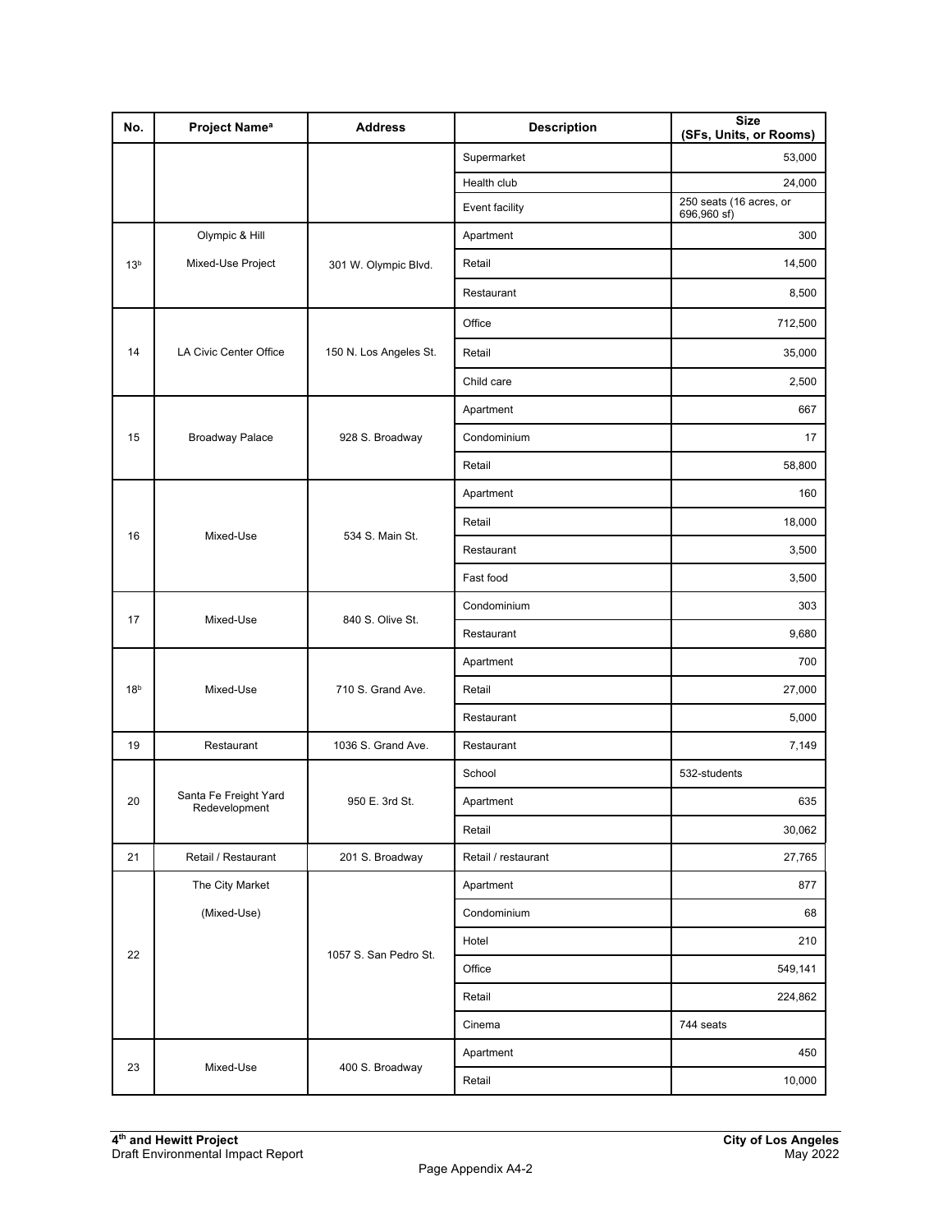| No. | Project Name[a] | Address | Description | Size (SFs, Units, or Rooms) |
|---|---|---|---|---|
| | | | Supermarket | 53,000 |
| | | | Health club | 24,000 |
| | | | Event facility | 250 seats (16 acres, or 696,960 sf) |
| 13[b] | Olympic & Hill Mixed-Use Project | 301 W. Olympic Blvd. | Apartment | 300 |
| | | | Retail | 14,500 |
| | | | Restaurant | 8,500 |
| 14 | LA Civic Center Office | 150 N. Los Angeles St. | Office | 712,500 |
| | | | Retail | 35,000 |
| | | | Child care | 2,500 |
| 15 | Broadway Palace | 928 S. Broadway | Apartment | 667 |
| | | | Condominium | 17 |
| | | | Retail | 58,800 |
| 16 | Mixed-Use | 534 S. Main St. | Apartment | 160 |
| | | | Retail | 18,000 |
| | | | Restaurant | 3,500 |
| | | | Fast food | 3,500 |
| 17 | Mixed-Use | 840 S. Olive St. | Condominium | 303 |
| | | | Restaurant | 9,680 |
| 18[b] | Mixed-Use | 710 S. Grand Ave. | Apartment | 700 |
| | | | Retail | 27,000 |
| | | | Restaurant | 5,000 |
| 19 | Restaurant | 1036 S. Grand Ave. | Restaurant | 7,149 |
| 20 | Santa Fe Freight Yard Redevelopment | 950 E. 3rd St. | School | 532-students |
| | | | Apartment | 635 |
| | | | Retail | 30,062 |
| 21 | Retail / Restaurant | 201 S. Broadway | Retail / restaurant | 27,765 |
| 22 | The City Market (Mixed-Use) | 1057 S. San Pedro St. | Apartment | 877 |
| | | | Condominium | 68 |
| | | | Hotel | 210 |
| | | | Office | 549,141 |
| | | | Retail | 224,862 |
| | | | Cinema | 744 seats |
| 23 | Mixed-Use | 400 S. Broadway | Apartment | 450 |
| | | | Retail | 10,000 |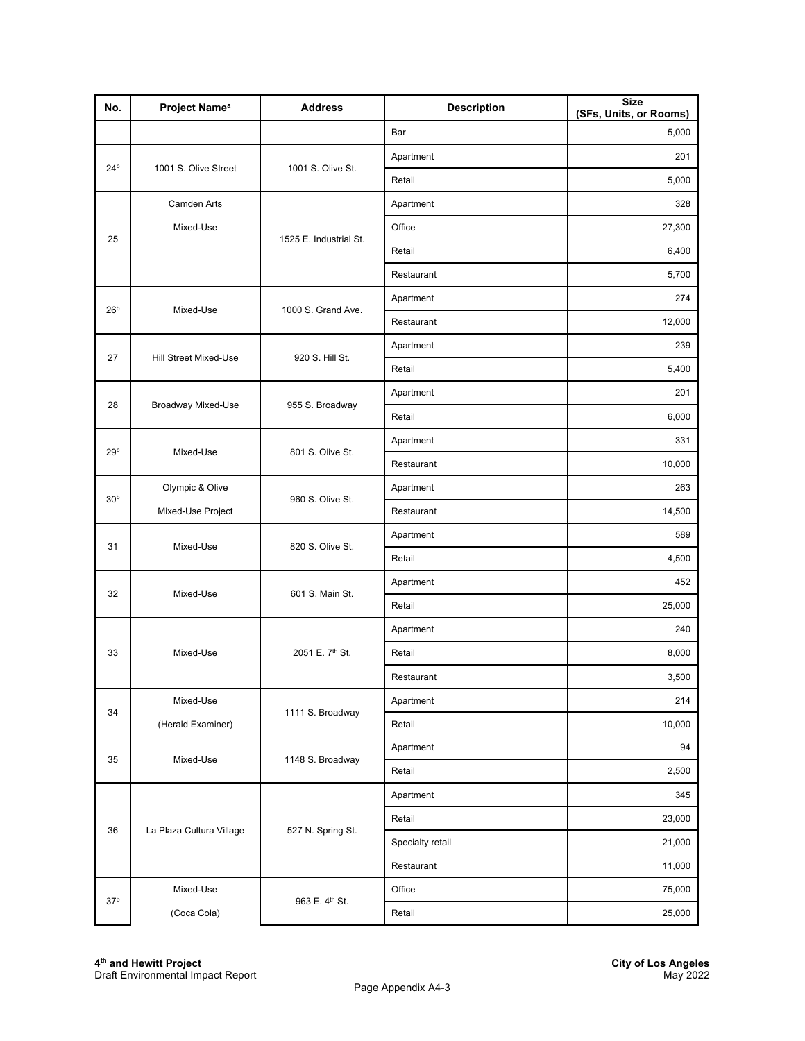| No. | Project Name[a] | Address | Description | Size (SFs, Units, or Rooms) |
|---|---|---|---|---|
| | | | Bar | 5,000 |
| 24[b] | 1001 S. Olive Street | 1001 S. Olive St. | Apartment | 201 |
| | | | Retail | 5,000 |
| 25 | Camden Arts Mixed-Use | 1525 E. Industrial St. | Apartment | 328 |
| | | | Office | 27,300 |
| | | | Retail | 6,400 |
| | | | Restaurant | 5,700 |
| 26[b] | Mixed-Use | 1000 S. Grand Ave. | Apartment | 274 |
| | | | Restaurant | 12,000 |
| 27 | Hill Street Mixed-Use | 920 S. Hill St. | Apartment | 239 |
| | | | Retail | 5,400 |
| 28 | Broadway Mixed-Use | 955 S. Broadway | Apartment | 201 |
| | | | Retail | 6,000 |
| 29[b] | Mixed-Use | 801 S. Olive St. | Apartment | 331 |
| | | | Restaurant | 10,000 |
| 30[b] | Olympic & Olive Mixed-Use Project | 960 S. Olive St. | Apartment | 263 |
| | | | Restaurant | 14,500 |
| 31 | Mixed-Use | 820 S. Olive St. | Apartment | 589 |
| | | | Retail | 4,500 |
| 32 | Mixed-Use | 601 S. Main St. | Apartment | 452 |
| | | | Retail | 25,000 |
| 33 | Mixed-Use | 2051 E. 7th St. | Apartment | 240 |
| | | | Retail | 8,000 |
| | | | Restaurant | 3,500 |
| 34 | Mixed-Use (Herald Examiner) | 1111 S. Broadway | Apartment | 214 |
| | | | Retail | 10,000 |
| 35 | Mixed-Use | 1148 S. Broadway | Apartment | 94 |
| | | | Retail | 2,500 |
| 36 | La Plaza Cultura Village | 527 N. Spring St. | Apartment | 345 |
| | | | Retail | 23,000 |
| | | | Specialty retail | 21,000 |
| | | | Restaurant | 11,000 |
| 37[b] | Mixed-Use (Coca Cola) | 963 E. 4th St. | Office | 75,000 |
| | | | Retail | 25,000 |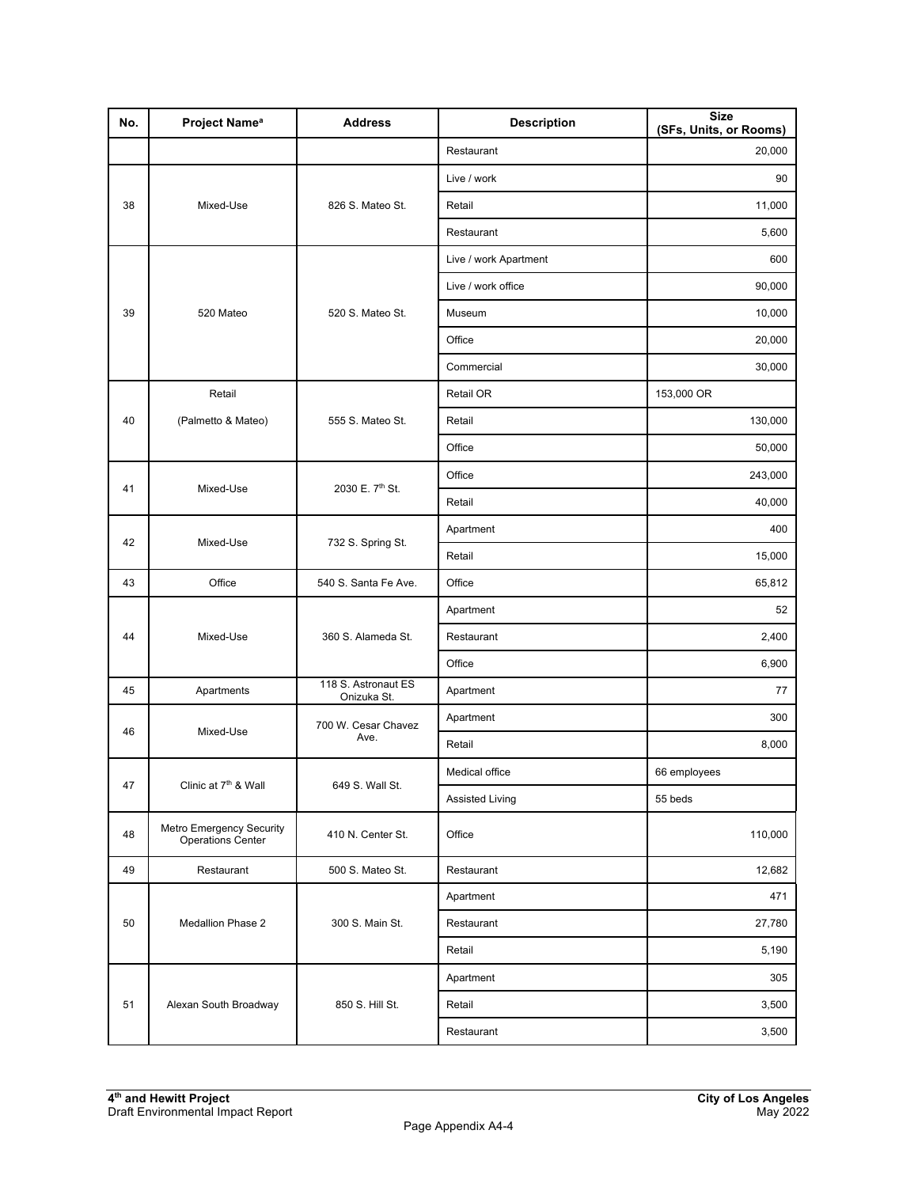| No. | Project Name[a] | Address | Description | Size (SFs, Units, or Rooms) |
|---|---|---|---|---|
| | | | Restaurant | 20,000 |
| 38 | Mixed-Use | 826 S. Mateo St. | Live / work | 90 |
| | | | Retail | 11,000 |
| | | | Restaurant | 5,600 |
| 39 | 520 Mateo | 520 S. Mateo St. | Live / work Apartment | 600 |
| | | | Live / work office | 90,000 |
| | | | Museum | 10,000 |
| | | | Office | 20,000 |
| | | | Commercial | 30,000 |
| 40 | Retail (Palmetto & Mateo) | 555 S. Mateo St. | Retail OR | 153,000 OR |
| | | | Retail | 130,000 |
| | | | Office | 50,000 |
| 41 | Mixed-Use | 2030 E. 7th St. | Office | 243,000 |
| | | | Retail | 40,000 |
| 42 | Mixed-Use | 732 S. Spring St. | Apartment | 400 |
| | | | Retail | 15,000 |
| 43 | Office | 540 S. Santa Fe Ave. | Office | 65,812 |
| 44 | Mixed-Use | 360 S. Alameda St. | Apartment | 52 |
| | | | Restaurant | 2,400 |
| | | | Office | 6,900 |
| 45 | Apartments | 118 S. Astronaut ES Onizuka St. | Apartment | 77 |
| 46 | Mixed-Use | 700 W. Cesar Chavez Ave. | Apartment | 300 |
| | | | Retail | 8,000 |
| 47 | Clinic at 7th & Wall | 649 S. Wall St. | Medical office | 66 employees |
| | | | Assisted Living | 55 beds |
| 48 | Metro Emergency Security Operations Center | 410 N. Center St. | Office | 110,000 |
| 49 | Restaurant | 500 S. Mateo St. | Restaurant | 12,682 |
| 50 | Medallion Phase 2 | 300 S. Main St. | Apartment | 471 |
| | | | Restaurant | 27,780 |
| | | | Retail | 5,190 |
| 51 | Alexan South Broadway | 850 S. Hill St. | Apartment | 305 |
| | | | Retail | 3,500 |
| | | | Restaurant | 3,500 |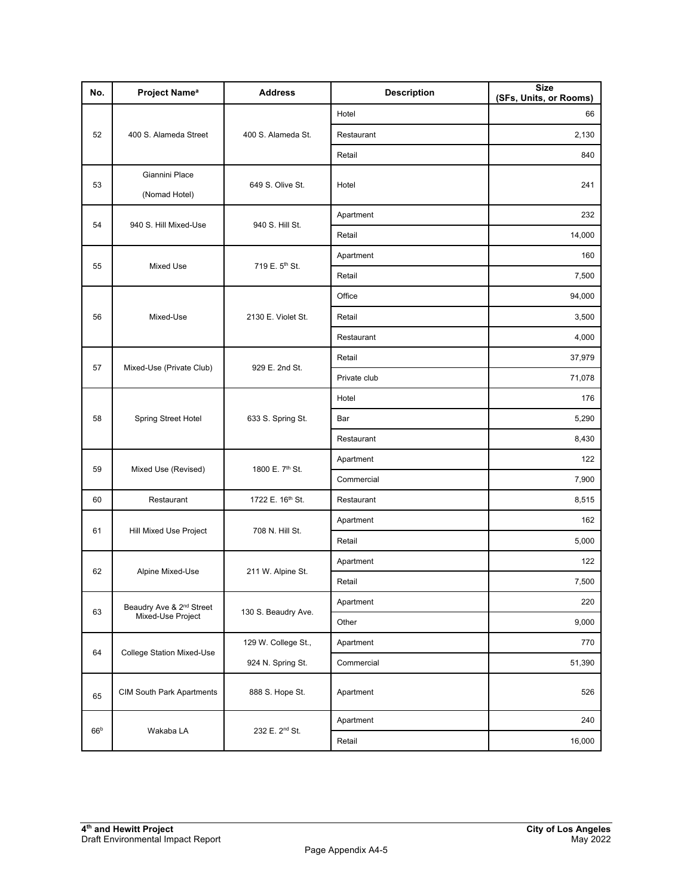| No. | Project Name[a] | Address | Description | Size (SFs, Units, or Rooms) |
|---|---|---|---|---|
| 52 | 400 S. Alameda Street | 400 S. Alameda St. | Hotel | 66 |
| | | | Restaurant | 2,130 |
| | | | Retail | 840 |
| 53 | Giannini Place (Nomad Hotel) | 649 S. Olive St. | Hotel | 241 |
| 54 | 940 S. Hill Mixed-Use | 940 S. Hill St. | Apartment | 232 |
| | | | Retail | 14,000 |
| 55 | Mixed Use | 719 E. 5th St. | Apartment | 160 |
| | | | Retail | 7,500 |
| 56 | Mixed-Use | 2130 E. Violet St. | Office | 94,000 |
| | | | Retail | 3,500 |
| | | | Restaurant | 4,000 |
| 57 | Mixed-Use (Private Club) | 929 E. 2nd St. | Retail | 37,979 |
| | | | Private club | 71,078 |
| 58 | Spring Street Hotel | 633 S. Spring St. | Hotel | 176 |
| | | | Bar | 5,290 |
| | | | Restaurant | 8,430 |
| 59 | Mixed Use (Revised) | 1800 E. 7th St. | Apartment | 122 |
| | | | Commercial | 7,900 |
| 60 | Restaurant | 1722 E. 16th St. | Restaurant | 8,515 |
| 61 | Hill Mixed Use Project | 708 N. Hill St. | Apartment | 162 |
| | | | Retail | 5,000 |
| 62 | Alpine Mixed-Use | 211 W. Alpine St. | Apartment | 122 |
| | | | Retail | 7,500 |
| 63 | Beaudry Ave & 2nd Street Mixed-Use Project | 130 S. Beaudry Ave. | Apartment | 220 |
| | | | Other | 9,000 |
| 64 | College Station Mixed-Use | 129 W. College St., 924 N. Spring St. | Apartment | 770 |
| | | | Commercial | 51,390 |
| 65 | CIM South Park Apartments | 888 S. Hope St. | Apartment | 526 |
| 66[b] | Wakaba LA | 232 E. 2nd St. | Apartment | 240 |
| | | | Retail | 16,000 |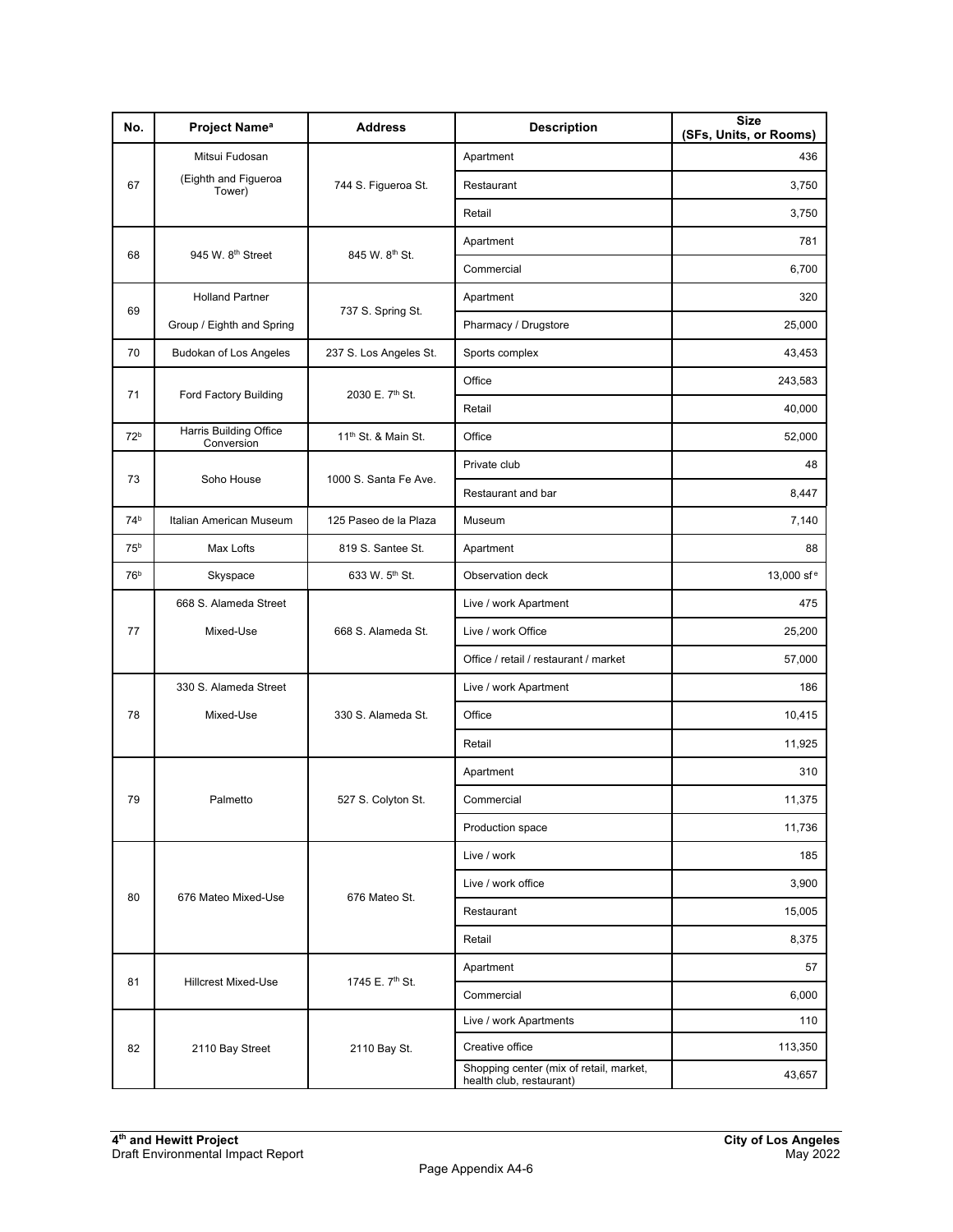| No. | Project Name[a] | Address | Description | Size (SFs, Units, or Rooms) |
|---|---|---|---|---|
| 67 | Mitsui Fudosan (Eighth and Figueroa Tower) | 744 S. Figueroa St. | Apartment | 436 |
| | | | Restaurant | 3,750 |
| | | | Retail | 3,750 |
| 68 | 945 W. 8th Street | 845 W. 8th St. | Apartment | 781 |
| | | | Commercial | 6,700 |
| 69 | Holland Partner Group / Eighth and Spring | 737 S. Spring St. | Apartment | 320 |
| | | | Pharmacy / Drugstore | 25,000 |
| 70 | Budokan of Los Angeles | 237 S. Los Angeles St. | Sports complex | 43,453 |
| 71 | Ford Factory Building | 2030 E. 7th St. | Office | 243,583 |
| | | | Retail | 40,000 |
| 72[b] | Harris Building Office Conversion | 11th St. & Main St. | Office | 52,000 |
| 73 | Soho House | 1000 S. Santa Fe Ave. | Private club | 48 |
| | | | Restaurant and bar | 8,447 |
| 74[b] | Italian American Museum | 125 Paseo de la Plaza | Museum | 7,140 |
| 75[b] | Max Lofts | 819 S. Santee St. | Apartment | 88 |
| 76[b] | Skyspace | 633 W. 5th St. | Observation deck | 13,000 sf[e] |
| 77 | 668 S. Alameda Street Mixed-Use | 668 S. Alameda St. | Live / work Apartment | 475 |
| | | | Live / work Office | 25,200 |
| | | | Office / retail / restaurant / market | 57,000 |
| 78 | 330 S. Alameda Street Mixed-Use | 330 S. Alameda St. | Live / work Apartment | 186 |
| | | | Office | 10,415 |
| | | | Retail | 11,925 |
| 79 | Palmetto | 527 S. Colyton St. | Apartment | 310 |
| | | | Commercial | 11,375 |
| | | | Production space | 11,736 |
| 80 | 676 Mateo Mixed-Use | 676 Mateo St. | Live / work | 185 |
| | | | Live / work office | 3,900 |
| | | | Restaurant | 15,005 |
| | | | Retail | 8,375 |
| 81 | Hillcrest Mixed-Use | 1745 E. 7th St. | Apartment | 57 |
| | | | Commercial | 6,000 |
| 82 | 2110 Bay Street | 2110 Bay St. | Live / work Apartments | 110 |
| | | | Creative office | 113,350 |
| | | | Shopping center (mix of retail, market, health club, restaurant) | 43,657 |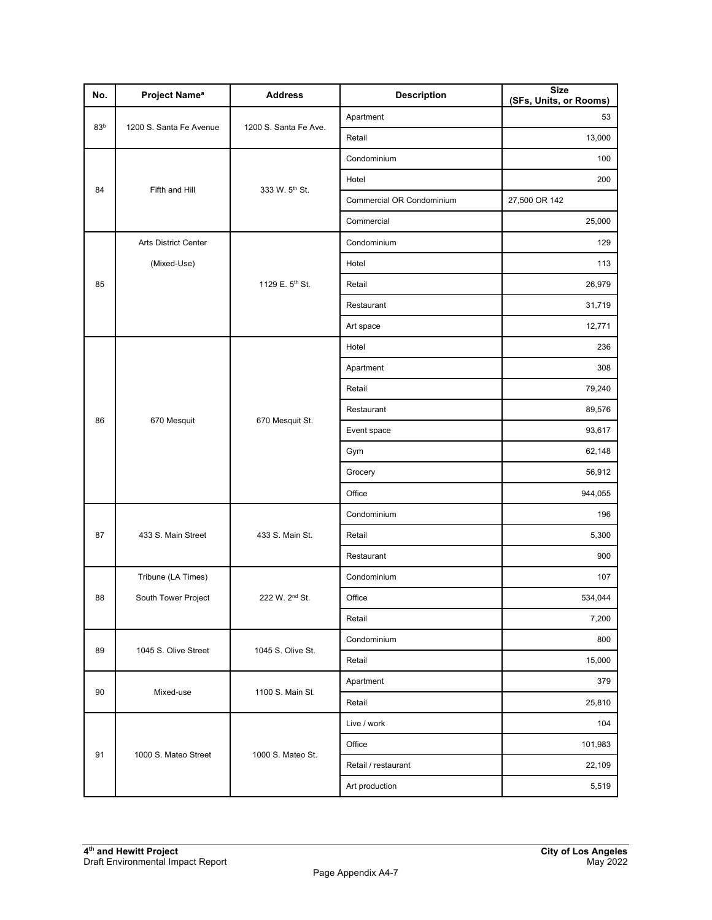| No. | Project Name[a] | Address | Description | Size (SFs, Units, or Rooms) |
|---|---|---|---|---|
| 83[b] | 1200 S. Santa Fe Avenue | 1200 S. Santa Fe Ave. | Apartment | 53 |
| | | | Retail | 13,000 |
| 84 | Fifth and Hill | 333 W. 5th St. | Condominium | 100 |
| | | | Hotel | 200 |
| | | | Commercial OR Condominium | 27,500 OR 142 |
| | | | Commercial | 25,000 |
| 85 | Arts District Center (Mixed-Use) | 1129 E. 5th St. | Condominium | 129 |
| | | | Hotel | 113 |
| | | | Retail | 26,979 |
| | | | Restaurant | 31,719 |
| | | | Art space | 12,771 |
| 86 | 670 Mesquit | 670 Mesquit St. | Hotel | 236 |
| | | | Apartment | 308 |
| | | | Retail | 79,240 |
| | | | Restaurant | 89,576 |
| | | | Event space | 93,617 |
| | | | Gym | 62,148 |
| | | | Grocery | 56,912 |
| | | | Office | 944,055 |
| 87 | 433 S. Main Street | 433 S. Main St. | Condominium | 196 |
| | | | Retail | 5,300 |
| | | | Restaurant | 900 |
| 88 | Tribune (LA Times) South Tower Project | 222 W. 2nd St. | Condominium | 107 |
| | | | Office | 534,044 |
| | | | Retail | 7,200 |
| 89 | 1045 S. Olive Street | 1045 S. Olive St. | Condominium | 800 |
| | | | Retail | 15,000 |
| 90 | Mixed-use | 1100 S. Main St. | Apartment | 379 |
| | | | Retail | 25,810 |
| 91 | 1000 S. Mateo Street | 1000 S. Mateo St. | Live / work | 104 |
| | | | Office | 101,983 |
| | | | Retail / restaurant | 22,109 |
| | | | Art production | 5,519 |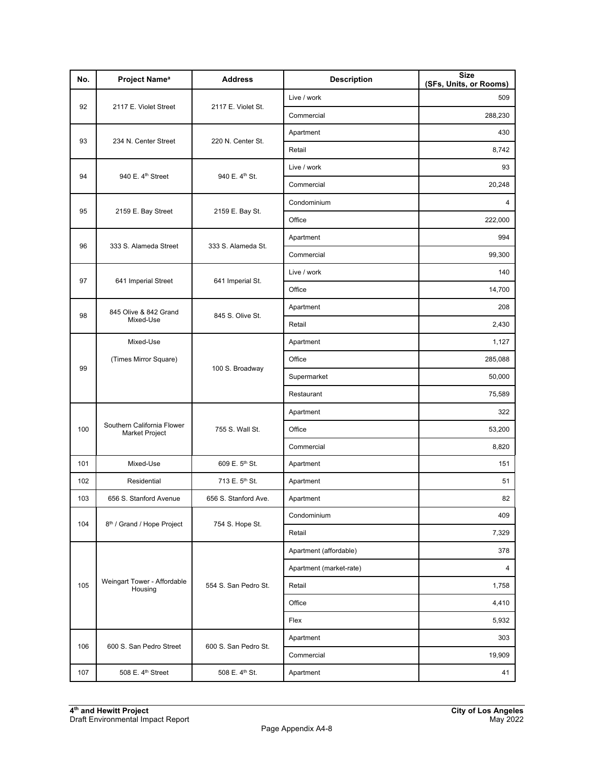| No. | Project Name[a] | Address | Description | Size (SFs, Units, or Rooms) |
|---|---|---|---|---|
| 92 | 2117 E. Violet Street | 2117 E. Violet St. | Live / work | 509 |
| | | | Commercial | 288,230 |
| 93 | 234 N. Center Street | 220 N. Center St. | Apartment | 430 |
| | | | Retail | 8,742 |
| 94 | 940 E. 4th Street | 940 E. 4th St. | Live / work | 93 |
| | | | Commercial | 20,248 |
| 95 | 2159 E. Bay Street | 2159 E. Bay St. | Condominium | 4 |
| | | | Office | 222,000 |
| 96 | 333 S. Alameda Street | 333 S. Alameda St. | Apartment | 994 |
| | | | Commercial | 99,300 |
| 97 | 641 Imperial Street | 641 Imperial St. | Live / work | 140 |
| | | | Office | 14,700 |
| 98 | 845 Olive & 842 Grand Mixed-Use | 845 S. Olive St. | Apartment | 208 |
| | | | Retail | 2,430 |
| 99 | Mixed-Use (Times Mirror Square) | 100 S. Broadway | Apartment | 1,127 |
| | | | Office | 285,088 |
| | | | Supermarket | 50,000 |
| | | | Restaurant | 75,589 |
| 100 | Southern California Flower Market Project | 755 S. Wall St. | Apartment | 322 |
| | | | Office | 53,200 |
| | | | Commercial | 8,820 |
| 101 | Mixed-Use | 609 E. 5th St. | Apartment | 151 |
| 102 | Residential | 713 E. 5th St. | Apartment | 51 |
| 103 | 656 S. Stanford Avenue | 656 S. Stanford Ave. | Apartment | 82 |
| 104 | 8th / Grand / Hope Project | 754 S. Hope St. | Condominium | 409 |
| | | | Retail | 7,329 |
| 105 | Weingart Tower - Affordable Housing | 554 S. San Pedro St. | Apartment (affordable) | 378 |
| | | | Apartment (market-rate) | 4 |
| | | | Retail | 1,758 |
| | | | Office | 4,410 |
| | | | Flex | 5,932 |
| 106 | 600 S. San Pedro Street | 600 S. San Pedro St. | Apartment | 303 |
| | | | Commercial | 19,909 |
| 107 | 508 E. 4th Street | 508 E. 4th St. | Apartment | 41 |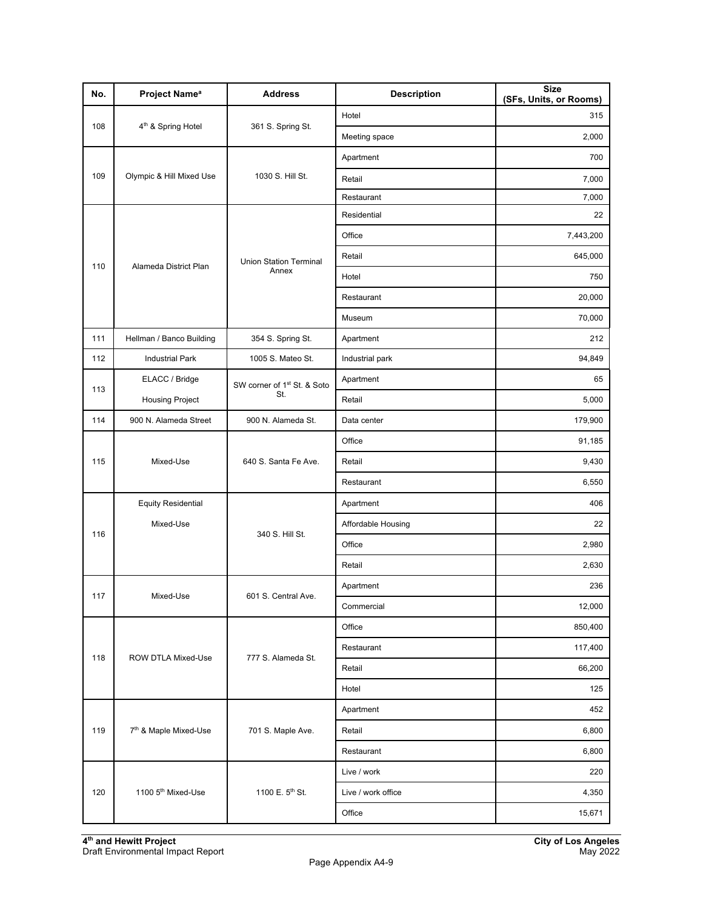| No. | Project Name[a] | Address | Description | Size (SFs, Units, or Rooms) |
|---|---|---|---|---|
| 108 | 4th & Spring Hotel | 361 S. Spring St. | Hotel | 315 |
| | | | Meeting space | 2,000 |
| 109 | Olympic & Hill Mixed Use | 1030 S. Hill St. | Apartment | 700 |
| | | | Retail | 7,000 |
| | | | Restaurant | 7,000 |
| 110 | Alameda District Plan | Union Station Terminal Annex | Residential | 22 |
| | | | Office | 7,443,200 |
| | | | Retail | 645,000 |
| | | | Hotel | 750 |
| | | | Restaurant | 20,000 |
| | | | Museum | 70,000 |
| 111 | Hellman / Banco Building | 354 S. Spring St. | Apartment | 212 |
| 112 | Industrial Park | 1005 S. Mateo St. | Industrial park | 94,849 |
| 113 | ELACC / Bridge Housing Project | SW corner of 1st St. & Soto St. | Apartment | 65 |
| | | | Retail | 5,000 |
| 114 | 900 N. Alameda Street | 900 N. Alameda St. | Data center | 179,900 |
| 115 | Mixed-Use | 640 S. Santa Fe Ave. | Office | 91,185 |
| | | | Retail | 9,430 |
| | | | Restaurant | 6,550 |
| 116 | Equity Residential Mixed-Use | 340 S. Hill St. | Apartment | 406 |
| | | | Affordable Housing | 22 |
| | | | Office | 2,980 |
| | | | Retail | 2,630 |
| 117 | Mixed-Use | 601 S. Central Ave. | Apartment | 236 |
| | | | Commercial | 12,000 |
| 118 | ROW DTLA Mixed-Use | 777 S. Alameda St. | Office | 850,400 |
| | | | Restaurant | 117,400 |
| | | | Retail | 66,200 |
| | | | Hotel | 125 |
| 119 | 7th & Maple Mixed-Use | 701 S. Maple Ave. | Apartment | 452 |
| | | | Retail | 6,800 |
| | | | Restaurant | 6,800 |
| 120 | 1100 5th Mixed-Use | 1100 E. 5th St. | Live / work | 220 |
| | | | Live / work office | 4,350 |
| | | | Office | 15,671 |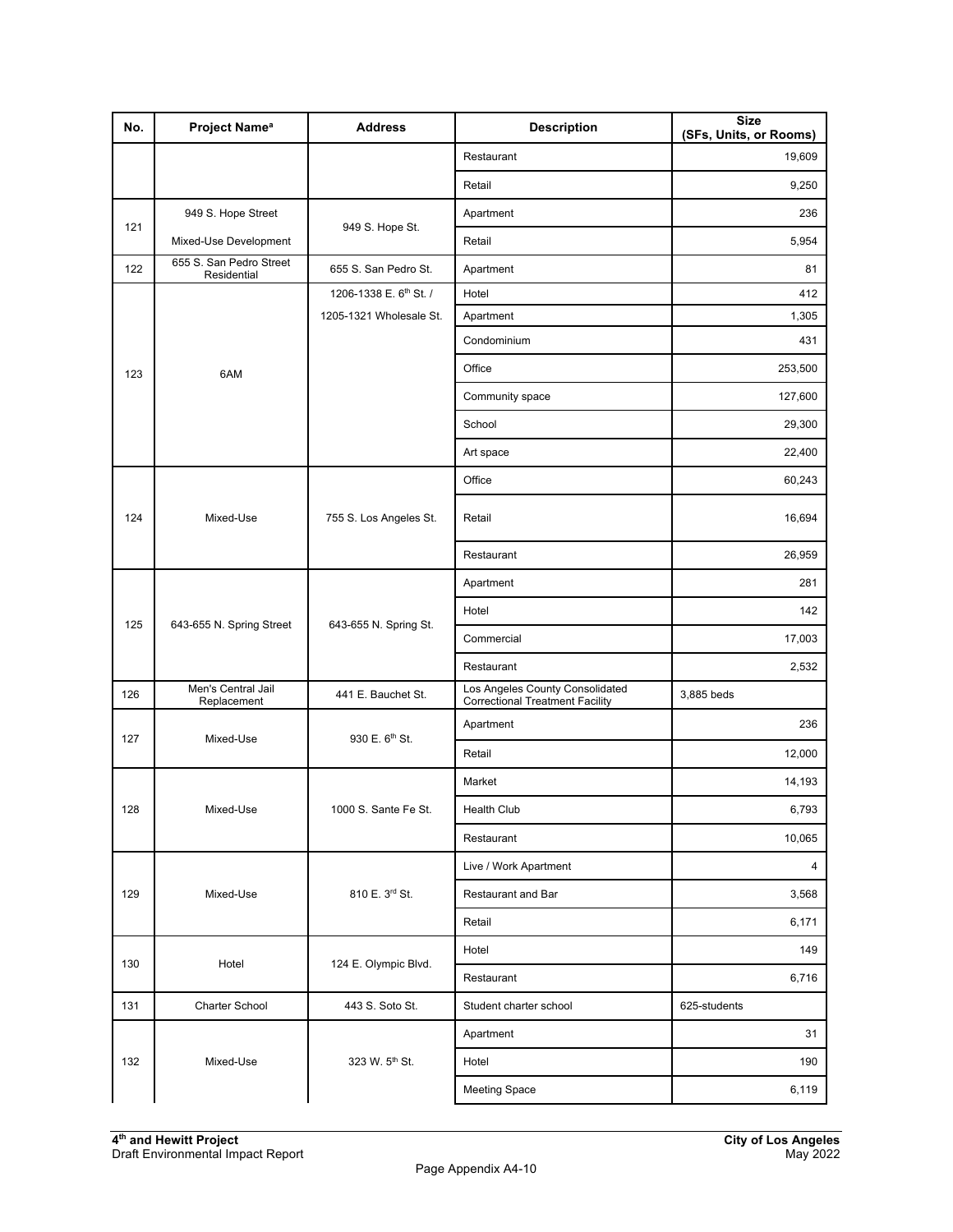| No. | Project Name[a] | Address | Description | Size (SFs, Units, or Rooms) |
|---|---|---|---|---|
| | | | Restaurant | 19,609 |
| | | | Retail | 9,250 |
| 121 | 949 S. Hope Street Mixed-Use Development | 949 S. Hope St. | Apartment | 236 |
| | | | Retail | 5,954 |
| 122 | 655 S. San Pedro Street Residential | 655 S. San Pedro St. | Apartment | 81 |
| 123 | 6AM | 1206-1338 E. 6th St. / 1205-1321 Wholesale St. | Hotel | 412 |
| | | | Apartment | 1,305 |
| | | | Condominium | 431 |
| | | | Office | 253,500 |
| | | | Community space | 127,600 |
| | | | School | 29,300 |
| | | | Art space | 22,400 |
| 124 | Mixed-Use | 755 S. Los Angeles St. | Office | 60,243 |
| | | | Retail | 16,694 |
| | | | Restaurant | 26,959 |
| 125 | 643-655 N. Spring Street | 643-655 N. Spring St. | Apartment | 281 |
| | | | Hotel | 142 |
| | | | Commercial | 17,003 |
| | | | Restaurant | 2,532 |
| 126 | Men's Central Jail Replacement | 441 E. Bauchet St. | Los Angeles County Consolidated Correctional Treatment Facility | 3,885 beds |
| 127 | Mixed-Use | 930 E. 6th St. | Apartment | 236 |
| | | | Retail | 12,000 |
| 128 | Mixed-Use | 1000 S. Sante Fe St. | Market | 14,193 |
| | | | Health Club | 6,793 |
| | | | Restaurant | 10,065 |
| 129 | Mixed-Use | 810 E. 3rd St. | Live / Work Apartment | 4 |
| | | | Restaurant and Bar | 3,568 |
| | | | Retail | 6,171 |
| 130 | Hotel | 124 E. Olympic Blvd. | Hotel | 149 |
| | | | Restaurant | 6,716 |
| 131 | Charter School | 443 S. Soto St. | Student charter school | 625-students |
| 132 | Mixed-Use | 323 W. 5th St. | Apartment | 31 |
| | | | Hotel | 190 |
| | | | Meeting Space | 6,119 |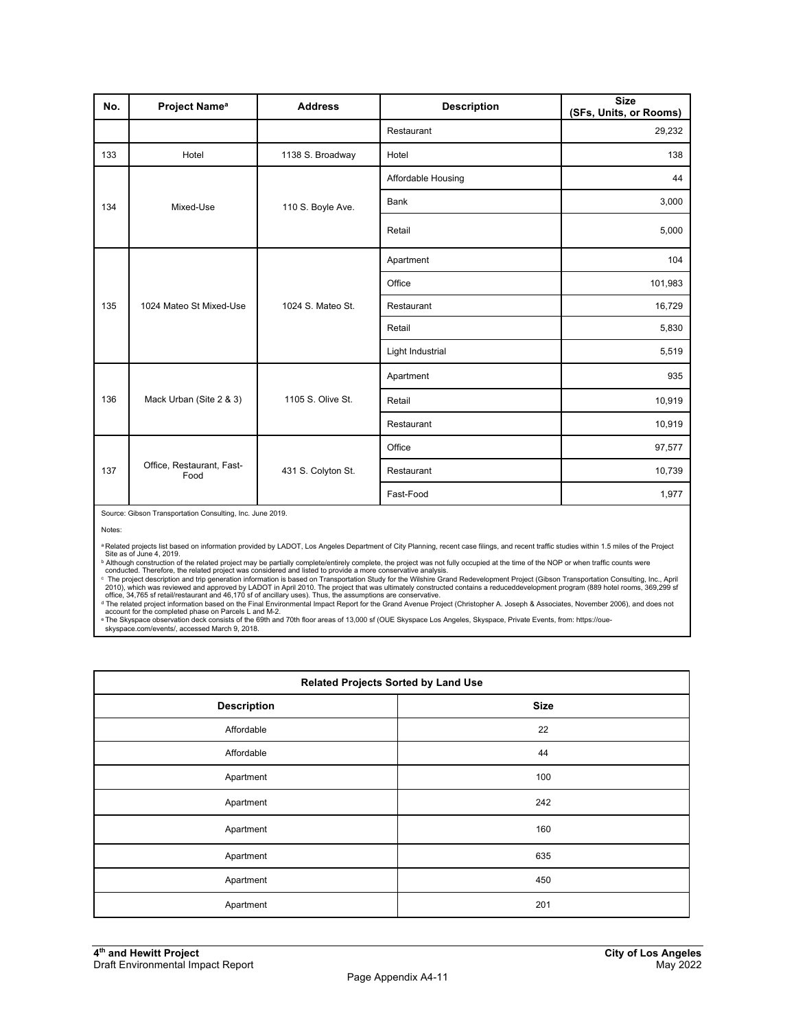| No. | Project Name[a] | Address | Description | Size (SFs, Units, or Rooms) |
|---|---|---|---|---|
| | | | Restaurant | 29,232 |
| 133 | Hotel | 1138 S. Broadway | Hotel | 138 |
| 134 | Mixed-Use | 110 S. Boyle Ave. | Affordable Housing | 44 |
| | | | Bank | 3,000 |
| | | | Retail | 5,000 |
| 135 | 1024 Mateo St Mixed-Use | 1024 S. Mateo St. | Apartment | 104 |
| | | | Office | 101,983 |
| | | | Restaurant | 16,729 |
| | | | Retail | 5,830 |
| | | | Light Industrial | 5,519 |
| 136 | Mack Urban (Site 2 & 3) | 1105 S. Olive St. | Apartment | 935 |
| | | | Retail | 10,919 |
| | | | Restaurant | 10,919 |
| 137 | Office, Restaurant, Fast-Food | 431 S. Colyton St. | Office | 97,577 |
| | | | Restaurant | 10,739 |
| | | | Fast-Food | 1,977 |

Source: Gibson Transportation Consulting, Inc. June 2019.

Notes:

[a] Related projects list based on information provided by LADOT, Los Angeles Department of City Planning, recent case filings, and recent traffic studies within 1.5 miles of the Project Site as of June 4, 2019.

[b] Although construction of the related project may be partially complete/entirely complete, the project was not fully occupied at the time of the NOP or when traffic counts were conducted. Therefore, the related project was considered and listed to provide a more conservative analysis.

[c] The project description and trip generation information is based on Transportation Study for the Wilshire Grand Redevelopment Project (Gibson Transportation Consulting, Inc., April 2010), which was reviewed and approved by LADOT in April 2010. The project that was ultimately constructed contains a reduceddevelopment program (889 hotel rooms, 369,299 sf office, 34,765 sf retail/restaurant and 46,170 sf of ancillary uses). Thus, the assumptions are conservative.

[d] The related project information based on the Final Environmental Impact Report for the Grand Avenue Project (Christopher A. Joseph & Associates, November 2006), and does not account for the completed phase on Parcels L and M-2.

[e] The Skyspace observation deck consists of the 69th and 70th floor areas of 13,000 sf (OUE Skyspace Los Angeles, Skyspace, Private Events, from: https://oue-skyspace.com/events/, accessed March 9, 2018.

| Related Projects Sorted by Land Use | |
|---|---|
| **Description** | **Size** |
| Affordable | 22 |
| Affordable | 44 |
| Apartment | 100 |
| Apartment | 242 |
| Apartment | 160 |
| Apartment | 635 |
| Apartment | 450 |
| Apartment | 201 |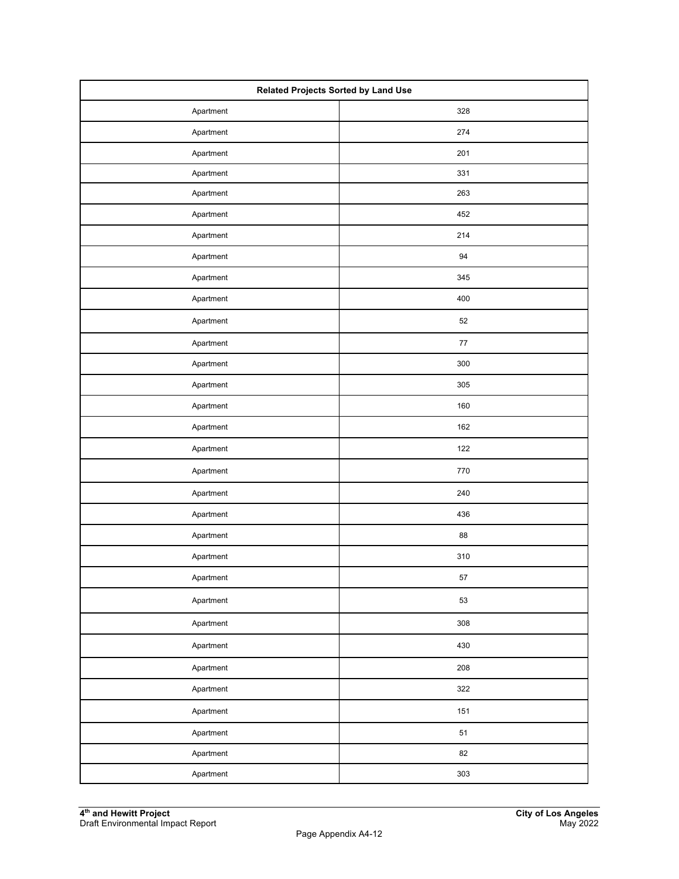| Related Projects Sorted by Land Use | |
|---|---|
| Apartment | 328 |
| Apartment | 274 |
| Apartment | 201 |
| Apartment | 331 |
| Apartment | 263 |
| Apartment | 452 |
| Apartment | 214 |
| Apartment | 94 |
| Apartment | 345 |
| Apartment | 400 |
| Apartment | 52 |
| Apartment | 77 |
| Apartment | 300 |
| Apartment | 305 |
| Apartment | 160 |
| Apartment | 162 |
| Apartment | 122 |
| Apartment | 770 |
| Apartment | 240 |
| Apartment | 436 |
| Apartment | 88 |
| Apartment | 310 |
| Apartment | 57 |
| Apartment | 53 |
| Apartment | 308 |
| Apartment | 430 |
| Apartment | 208 |
| Apartment | 322 |
| Apartment | 151 |
| Apartment | 51 |
| Apartment | 82 |
| Apartment | 303 |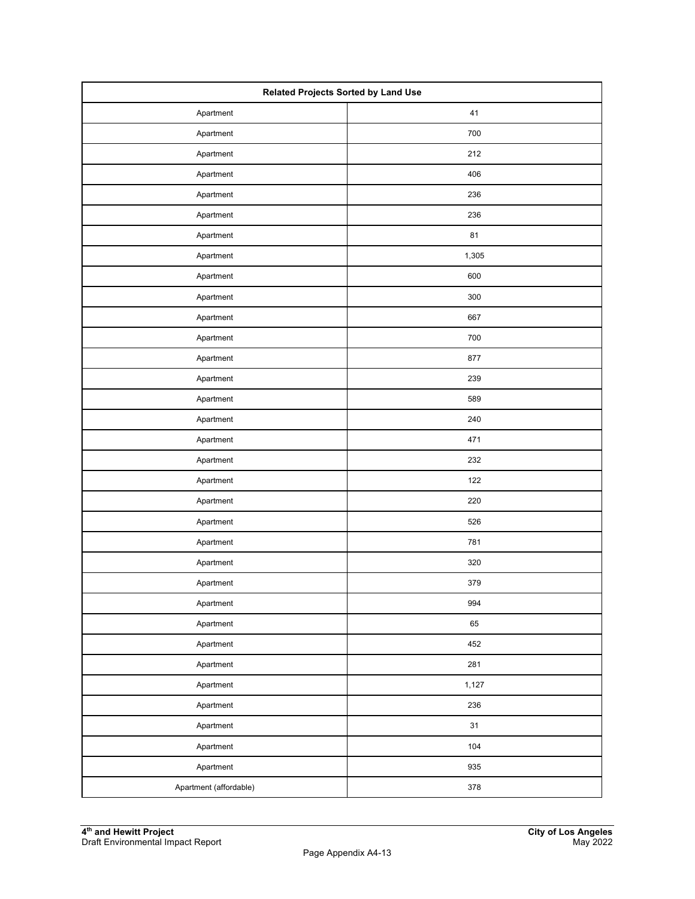| Related Projects Sorted by Land Use | |
|---|---|
| Apartment | 41 |
| Apartment | 700 |
| Apartment | 212 |
| Apartment | 406 |
| Apartment | 236 |
| Apartment | 236 |
| Apartment | 81 |
| Apartment | 1,305 |
| Apartment | 600 |
| Apartment | 300 |
| Apartment | 667 |
| Apartment | 700 |
| Apartment | 877 |
| Apartment | 239 |
| Apartment | 589 |
| Apartment | 240 |
| Apartment | 471 |
| Apartment | 232 |
| Apartment | 122 |
| Apartment | 220 |
| Apartment | 526 |
| Apartment | 781 |
| Apartment | 320 |
| Apartment | 379 |
| Apartment | 994 |
| Apartment | 65 |
| Apartment | 452 |
| Apartment | 281 |
| Apartment | 1,127 |
| Apartment | 236 |
| Apartment | 31 |
| Apartment | 104 |
| Apartment | 935 |
| Apartment (affordable) | 378 |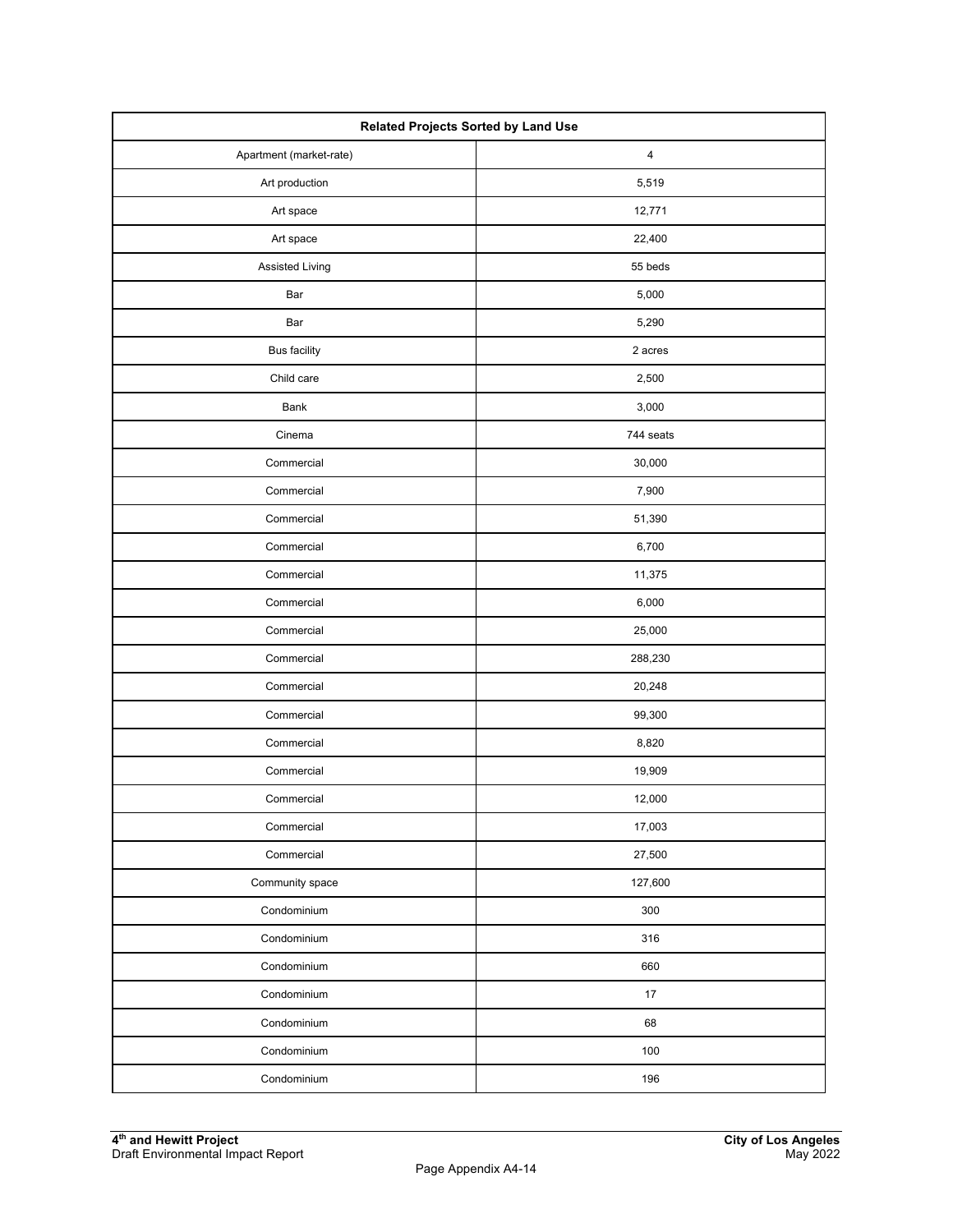| Related Projects Sorted by Land Use | |
|---|---|
| Apartment (market-rate) | 4 |
| Art production | 5,519 |
| Art space | 12,771 |
| Art space | 22,400 |
| Assisted Living | 55 beds |
| Bar | 5,000 |
| Bar | 5,290 |
| Bus facility | 2 acres |
| Child care | 2,500 |
| Bank | 3,000 |
| Cinema | 744 seats |
| Commercial | 30,000 |
| Commercial | 7,900 |
| Commercial | 51,390 |
| Commercial | 6,700 |
| Commercial | 11,375 |
| Commercial | 6,000 |
| Commercial | 25,000 |
| Commercial | 288,230 |
| Commercial | 20,248 |
| Commercial | 99,300 |
| Commercial | 8,820 |
| Commercial | 19,909 |
| Commercial | 12,000 |
| Commercial | 17,003 |
| Commercial | 27,500 |
| Community space | 127,600 |
| Condominium | 300 |
| Condominium | 316 |
| Condominium | 660 |
| Condominium | 17 |
| Condominium | 68 |
| Condominium | 100 |
| Condominium | 196 |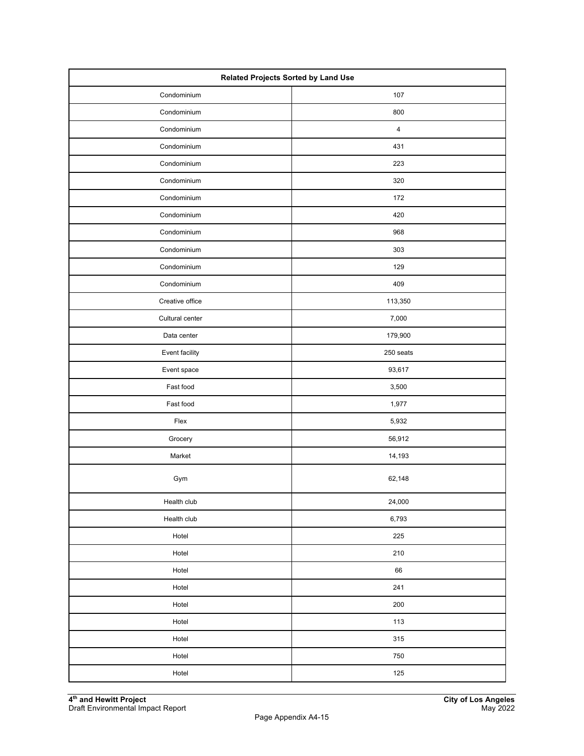| Related Projects Sorted by Land Use | |
|---|---|
| Condominium | 107 |
| Condominium | 800 |
| Condominium | 4 |
| Condominium | 431 |
| Condominium | 223 |
| Condominium | 320 |
| Condominium | 172 |
| Condominium | 420 |
| Condominium | 968 |
| Condominium | 303 |
| Condominium | 129 |
| Condominium | 409 |
| Creative office | 113,350 |
| Cultural center | 7,000 |
| Data center | 179,900 |
| Event facility | 250 seats |
| Event space | 93,617 |
| Fast food | 3,500 |
| Fast food | 1,977 |
| Flex | 5,932 |
| Grocery | 56,912 |
| Market | 14,193 |
| Gym | 62,148 |
| Health club | 24,000 |
| Health club | 6,793 |
| Hotel | 225 |
| Hotel | 210 |
| Hotel | 66 |
| Hotel | 241 |
| Hotel | 200 |
| Hotel | 113 |
| Hotel | 315 |
| Hotel | 750 |
| Hotel | 125 |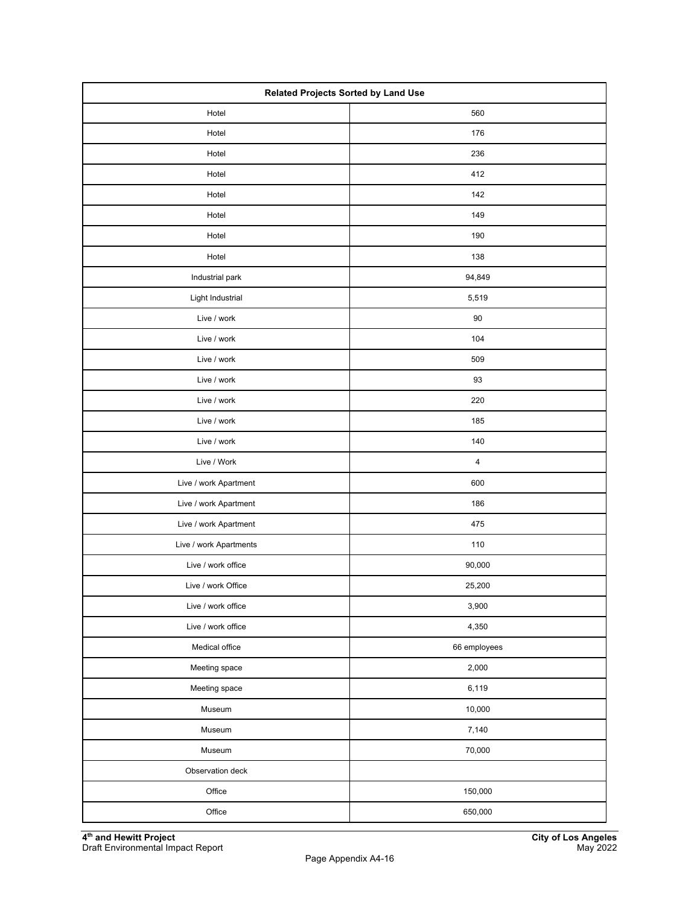| Related Projects Sorted by Land Use | |
|---|---|
| Hotel | 560 |
| Hotel | 176 |
| Hotel | 236 |
| Hotel | 412 |
| Hotel | 142 |
| Hotel | 149 |
| Hotel | 190 |
| Hotel | 138 |
| Industrial park | 94,849 |
| Light Industrial | 5,519 |
| Live / work | 90 |
| Live / work | 104 |
| Live / work | 509 |
| Live / work | 93 |
| Live / work | 220 |
| Live / work | 185 |
| Live / work | 140 |
| Live / Work | 4 |
| Live / work Apartment | 600 |
| Live / work Apartment | 186 |
| Live / work Apartment | 475 |
| Live / work Apartments | 110 |
| Live / work office | 90,000 |
| Live / work Office | 25,200 |
| Live / work office | 3,900 |
| Live / work office | 4,350 |
| Medical office | 66 employees |
| Meeting space | 2,000 |
| Meeting space | 6,119 |
| Museum | 10,000 |
| Museum | 7,140 |
| Museum | 70,000 |
| Observation deck | |
| Office | 150,000 |
| Office | 650,000 |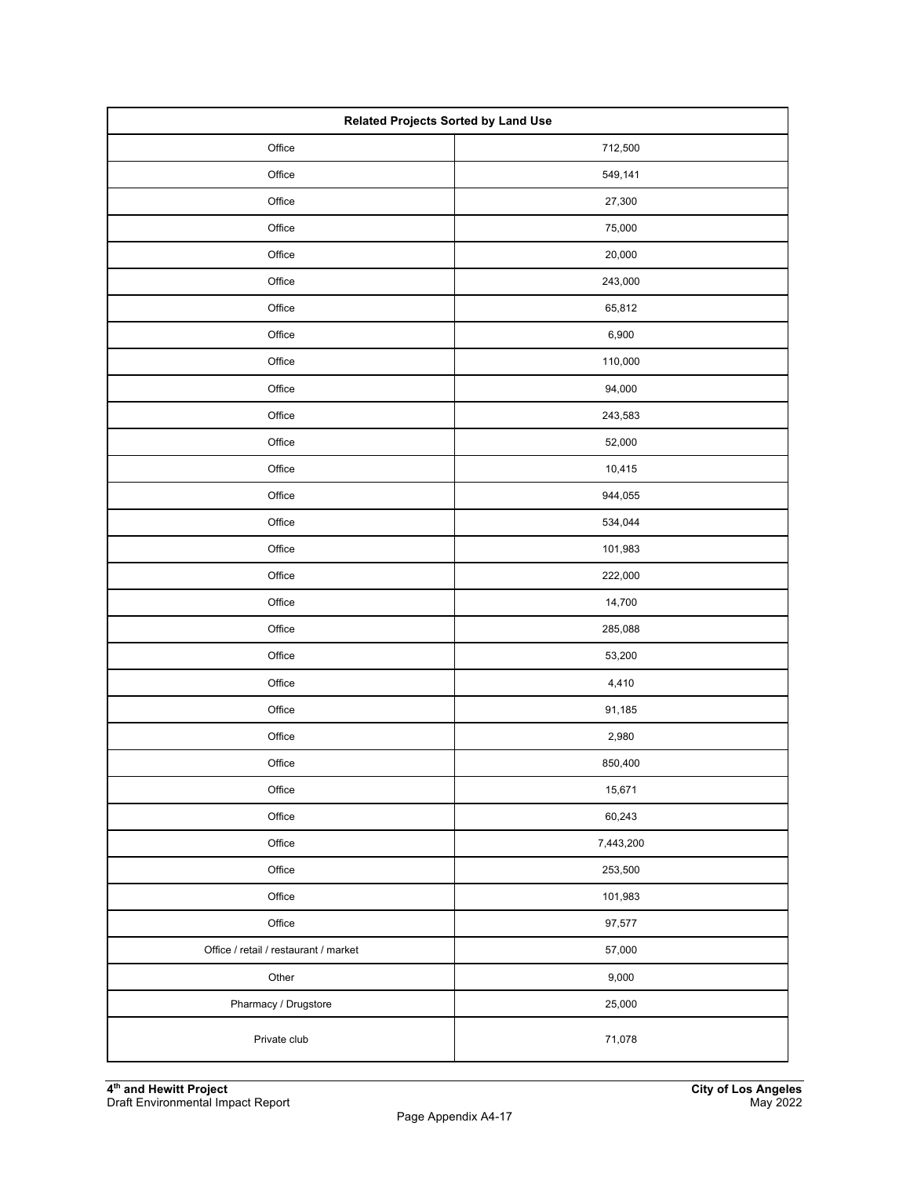| Related Projects Sorted by Land Use | |
|---|---|
| Office | 712,500 |
| Office | 549,141 |
| Office | 27,300 |
| Office | 75,000 |
| Office | 20,000 |
| Office | 243,000 |
| Office | 65,812 |
| Office | 6,900 |
| Office | 110,000 |
| Office | 94,000 |
| Office | 243,583 |
| Office | 52,000 |
| Office | 10,415 |
| Office | 944,055 |
| Office | 534,044 |
| Office | 101,983 |
| Office | 222,000 |
| Office | 14,700 |
| Office | 285,088 |
| Office | 53,200 |
| Office | 4,410 |
| Office | 91,185 |
| Office | 2,980 |
| Office | 850,400 |
| Office | 15,671 |
| Office | 60,243 |
| Office | 7,443,200 |
| Office | 253,500 |
| Office | 101,983 |
| Office | 97,577 |
| Office / retail / restaurant / market | 57,000 |
| Other | 9,000 |
| Pharmacy / Drugstore | 25,000 |
| Private club | 71,078 |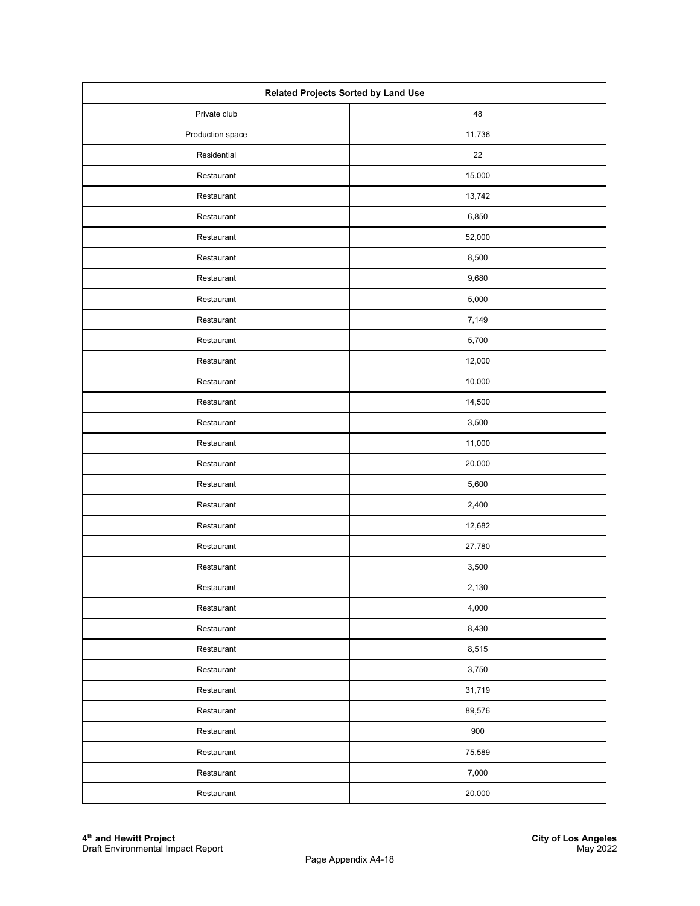| Related Projects Sorted by Land Use | |
|---|---|
| Private club | 48 |
| Production space | 11,736 |
| Residential | 22 |
| Restaurant | 15,000 |
| Restaurant | 13,742 |
| Restaurant | 6,850 |
| Restaurant | 52,000 |
| Restaurant | 8,500 |
| Restaurant | 9,680 |
| Restaurant | 5,000 |
| Restaurant | 7,149 |
| Restaurant | 5,700 |
| Restaurant | 12,000 |
| Restaurant | 10,000 |
| Restaurant | 14,500 |
| Restaurant | 3,500 |
| Restaurant | 11,000 |
| Restaurant | 20,000 |
| Restaurant | 5,600 |
| Restaurant | 2,400 |
| Restaurant | 12,682 |
| Restaurant | 27,780 |
| Restaurant | 3,500 |
| Restaurant | 2,130 |
| Restaurant | 4,000 |
| Restaurant | 8,430 |
| Restaurant | 8,515 |
| Restaurant | 3,750 |
| Restaurant | 31,719 |
| Restaurant | 89,576 |
| Restaurant | 900 |
| Restaurant | 75,589 |
| Restaurant | 7,000 |
| Restaurant | 20,000 |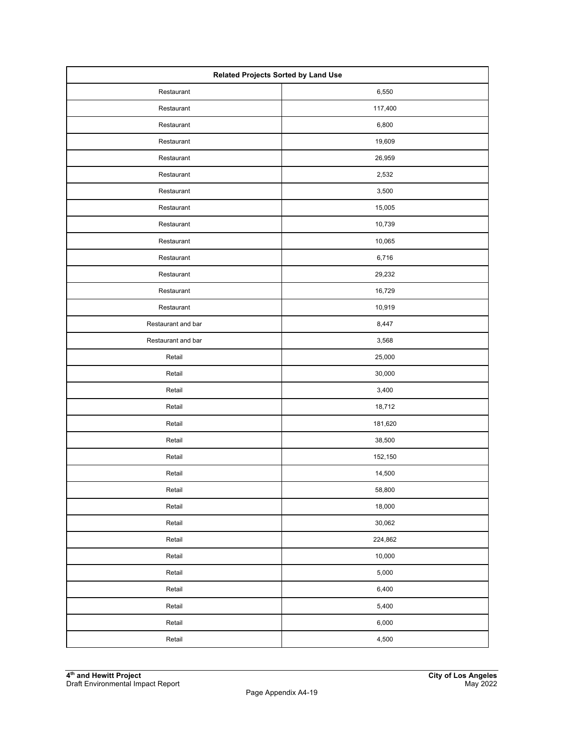| Related Projects Sorted by Land Use | |
|---|---|
| Restaurant | 6,550 |
| Restaurant | 117,400 |
| Restaurant | 6,800 |
| Restaurant | 19,609 |
| Restaurant | 26,959 |
| Restaurant | 2,532 |
| Restaurant | 3,500 |
| Restaurant | 15,005 |
| Restaurant | 10,739 |
| Restaurant | 10,065 |
| Restaurant | 6,716 |
| Restaurant | 29,232 |
| Restaurant | 16,729 |
| Restaurant | 10,919 |
| Restaurant and bar | 8,447 |
| Restaurant and bar | 3,568 |
| Retail | 25,000 |
| Retail | 30,000 |
| Retail | 3,400 |
| Retail | 18,712 |
| Retail | 181,620 |
| Retail | 38,500 |
| Retail | 152,150 |
| Retail | 14,500 |
| Retail | 58,800 |
| Retail | 18,000 |
| Retail | 30,062 |
| Retail | 224,862 |
| Retail | 10,000 |
| Retail | 5,000 |
| Retail | 6,400 |
| Retail | 5,400 |
| Retail | 6,000 |
| Retail | 4,500 |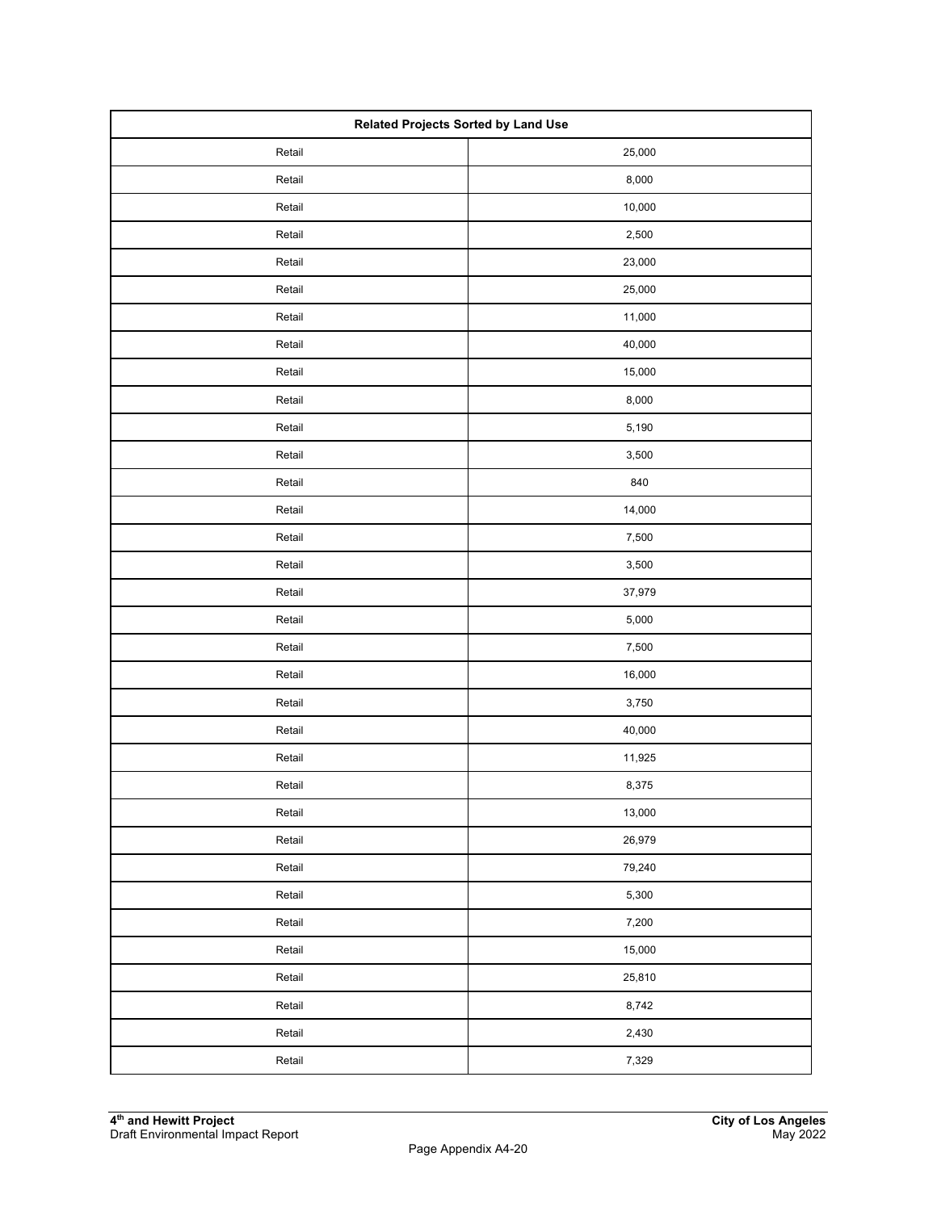| Related Projects Sorted by Land Use | |
|---|---|
| Retail | 25,000 |
| Retail | 8,000 |
| Retail | 10,000 |
| Retail | 2,500 |
| Retail | 23,000 |
| Retail | 25,000 |
| Retail | 11,000 |
| Retail | 40,000 |
| Retail | 15,000 |
| Retail | 8,000 |
| Retail | 5,190 |
| Retail | 3,500 |
| Retail | 840 |
| Retail | 14,000 |
| Retail | 7,500 |
| Retail | 3,500 |
| Retail | 37,979 |
| Retail | 5,000 |
| Retail | 7,500 |
| Retail | 16,000 |
| Retail | 3,750 |
| Retail | 40,000 |
| Retail | 11,925 |
| Retail | 8,375 |
| Retail | 13,000 |
| Retail | 26,979 |
| Retail | 79,240 |
| Retail | 5,300 |
| Retail | 7,200 |
| Retail | 15,000 |
| Retail | 25,810 |
| Retail | 8,742 |
| Retail | 2,430 |
| Retail | 7,329 |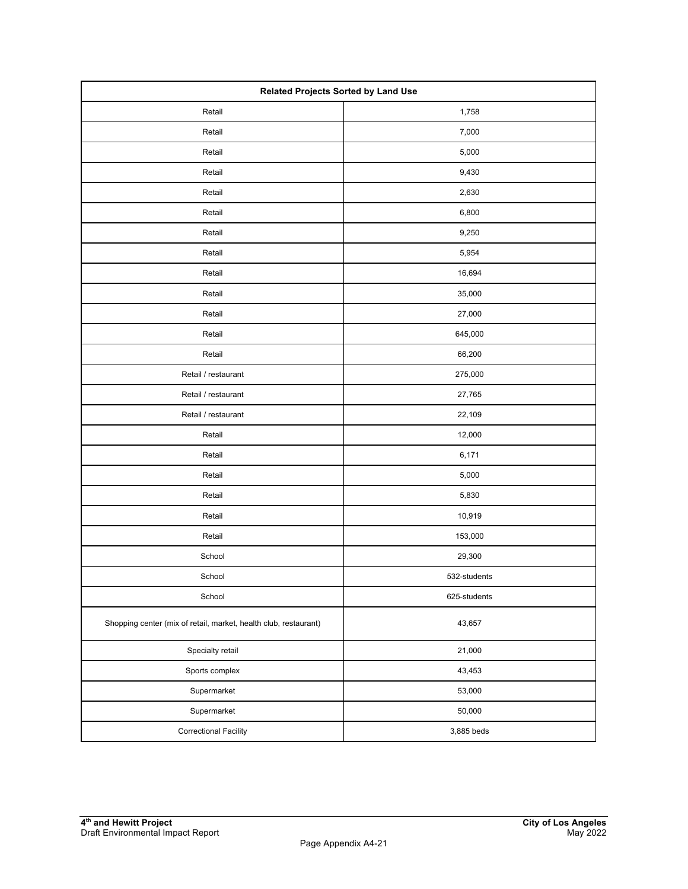| Related Projects Sorted by Land Use | |
|---|---|
| Retail | 1,758 |
| Retail | 7,000 |
| Retail | 5,000 |
| Retail | 9,430 |
| Retail | 2,630 |
| Retail | 6,800 |
| Retail | 9,250 |
| Retail | 5,954 |
| Retail | 16,694 |
| Retail | 35,000 |
| Retail | 27,000 |
| Retail | 645,000 |
| Retail | 66,200 |
| Retail / restaurant | 275,000 |
| Retail / restaurant | 27,765 |
| Retail / restaurant | 22,109 |
| Retail | 12,000 |
| Retail | 6,171 |
| Retail | 5,000 |
| Retail | 5,830 |
| Retail | 10,919 |
| Retail | 153,000 |
| School | 29,300 |
| School | 532-students |
| School | 625-students |
| Shopping center (mix of retail, market, health club, restaurant) | 43,657 |
| Specialty retail | 21,000 |
| Sports complex | 43,453 |
| Supermarket | 53,000 |
| Supermarket | 50,000 |
| Correctional Facility | 3,885 beds |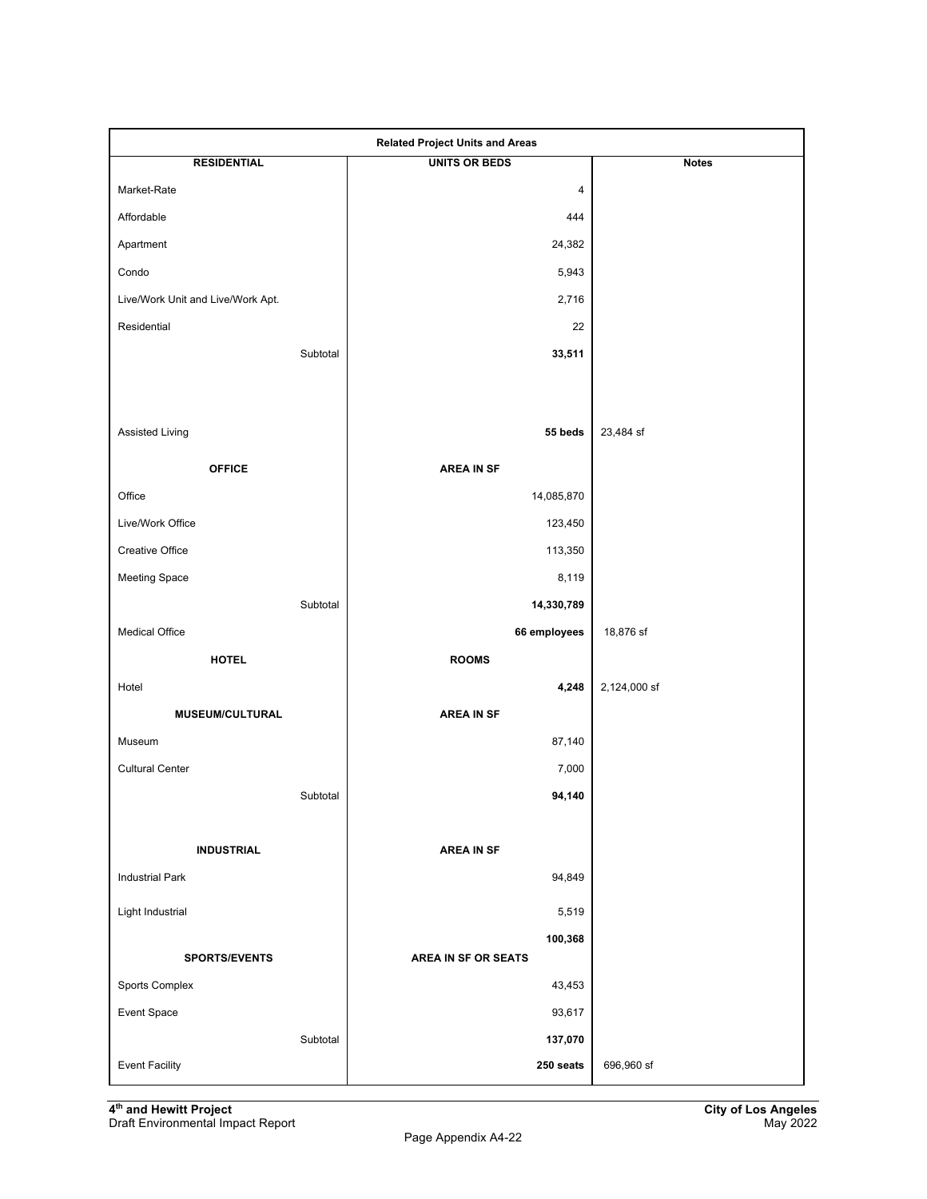| Related Project Units and Areas | | |
|---|---|---|
| **RESIDENTIAL** | **UNITS OR BEDS** | **Notes** |
| Market-Rate | 4 | |
| Affordable | 444 | |
| Apartment | 24,382 | |
| Condo | 5,943 | |
| Live/Work Unit and Live/Work Apt. | 2,716 | |
| Residential | 22 | |
| Subtotal | **33,511** | |
| | | |
| Assisted Living | **55 beds** | 23,484 sf |
| **OFFICE** | **AREA IN SF** | |
| Office | 14,085,870 | |
| Live/Work Office | 123,450 | |
| Creative Office | 113,350 | |
| Meeting Space | 8,119 | |
| Subtotal | **14,330,789** | |
| Medical Office | **66 employees** | 18,876 sf |
| **HOTEL** | **ROOMS** | |
| Hotel | **4,248** | 2,124,000 sf |
| **MUSEUM/CULTURAL** | **AREA IN SF** | |
| Museum | 87,140 | |
| Cultural Center | 7,000 | |
| Subtotal | **94,140** | |
| | | |
| **INDUSTRIAL** | **AREA IN SF** | |
| Industrial Park | 94,849 | |
| Light Industrial | 5,519 | |
| | **100,368** | |
| **SPORTS/EVENTS** | **AREA IN SF OR SEATS** | |
| Sports Complex | 43,453 | |
| Event Space | 93,617 | |
| Subtotal | **137,070** | |
| Event Facility | **250 seats** | 696,960 sf |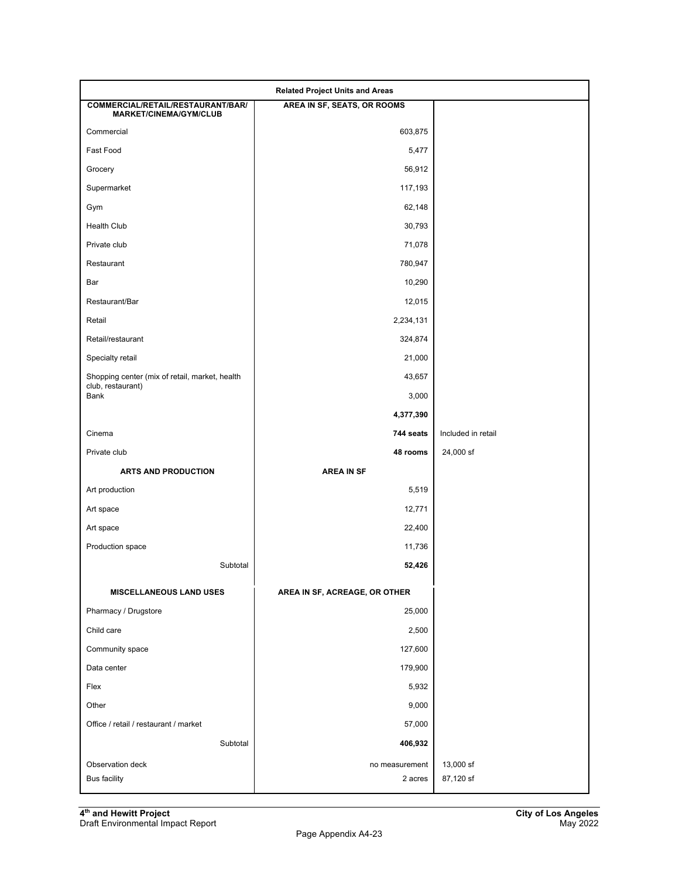| Related Project Units and Areas | | |
|---|---|---|
| **COMMERCIAL/RETAIL/RESTAURANT/BAR/ MARKET/CINEMA/GYM/CLUB** | **AREA IN SF, SEATS, OR ROOMS** | |
| Commercial | 603,875 | |
| Fast Food | 5,477 | |
| Grocery | 56,912 | |
| Supermarket | 117,193 | |
| Gym | 62,148 | |
| Health Club | 30,793 | |
| Private club | 71,078 | |
| Restaurant | 780,947 | |
| Bar | 10,290 | |
| Restaurant/Bar | 12,015 | |
| Retail | 2,234,131 | |
| Retail/restaurant | 324,874 | |
| Specialty retail | 21,000 | |
| Shopping center (mix of retail, market, health club, restaurant) | 43,657 | |
| Bank | 3,000 | |
| | **4,377,390** | |
| Cinema | **744 seats** | Included in retail |
| Private club | **48 rooms** | 24,000 sf |
| **ARTS AND PRODUCTION** | **AREA IN SF** | |
| Art production | 5,519 | |
| Art space | 12,771 | |
| Art space | 22,400 | |
| Production space | 11,736 | |
| Subtotal | **52,426** | |
| **MISCELLANEOUS LAND USES** | **AREA IN SF, ACREAGE, OR OTHER** | |
| Pharmacy / Drugstore | 25,000 | |
| Child care | 2,500 | |
| Community space | 127,600 | |
| Data center | 179,900 | |
| Flex | 5,932 | |
| Other | 9,000 | |
| Office / retail / restaurant / market | 57,000 | |
| Subtotal | **406,932** | |
| Observation deck | no measurement | 13,000 sf |
| Bus facility | 2 acres | 87,120 sf |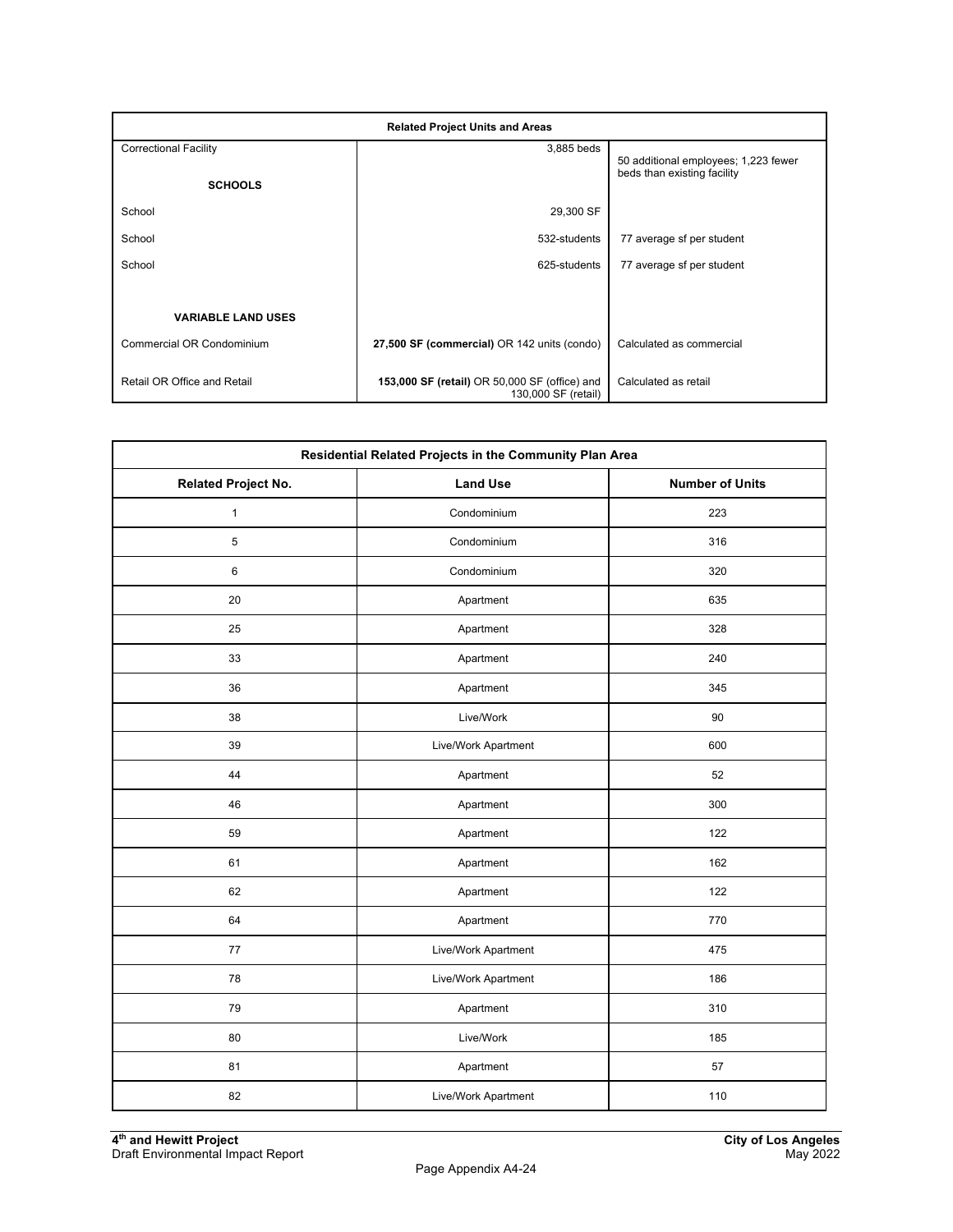| Related Project Units and Areas | | |
|---|---|---|
| Correctional Facility | 3,885 beds | 50 additional employees; 1,223 fewer beds than existing facility |
| **SCHOOLS** | | |
| School | 29,300 SF | |
| School | 532-students | 77 average sf per student |
| School | 625-students | 77 average sf per student |
| **VARIABLE LAND USES** | | |
| Commercial OR Condominium | **27,500 SF (commercial)** OR 142 units (condo) | Calculated as commercial |
| Retail OR Office and Retail | **153,000 SF (retail)** OR 50,000 SF (office) and 130,000 SF (retail) | Calculated as retail |

| Residential Related Projects in the Community Plan Area | | |
|---|---|---|
| **Related Project No.** | **Land Use** | **Number of Units** |
| 1 | Condominium | 223 |
| 5 | Condominium | 316 |
| 6 | Condominium | 320 |
| 20 | Apartment | 635 |
| 25 | Apartment | 328 |
| 33 | Apartment | 240 |
| 36 | Apartment | 345 |
| 38 | Live/Work | 90 |
| 39 | Live/Work Apartment | 600 |
| 44 | Apartment | 52 |
| 46 | Apartment | 300 |
| 59 | Apartment | 122 |
| 61 | Apartment | 162 |
| 62 | Apartment | 122 |
| 64 | Apartment | 770 |
| 77 | Live/Work Apartment | 475 |
| 78 | Live/Work Apartment | 186 |
| 79 | Apartment | 310 |
| 80 | Live/Work | 185 |
| 81 | Apartment | 57 |
| 82 | Live/Work Apartment | 110 |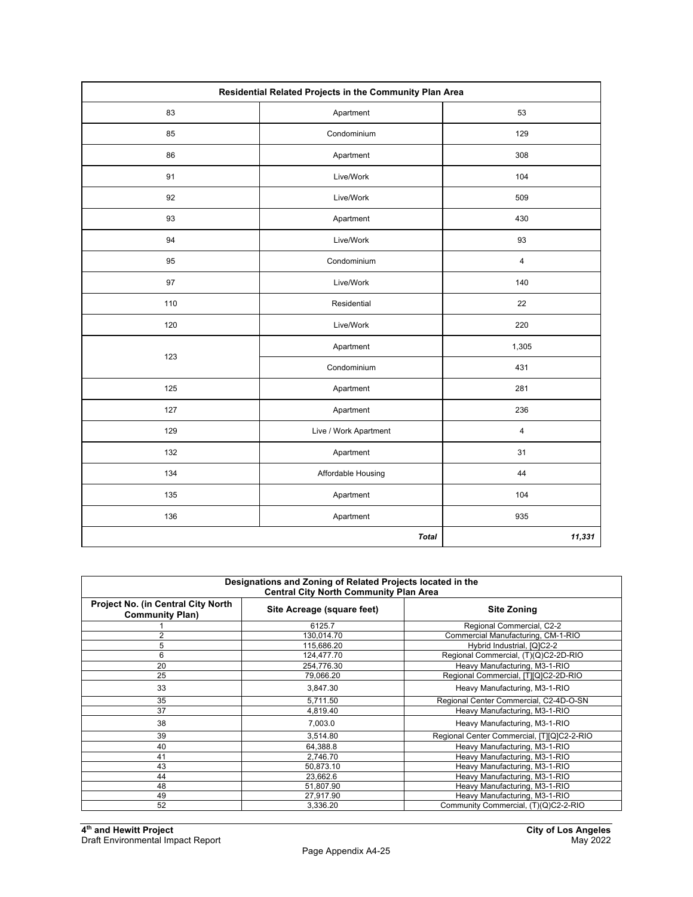| Residential Related Projects in the Community Plan Area | | |
|---|---|---|
| 83 | Apartment | 53 |
| 85 | Condominium | 129 |
| 86 | Apartment | 308 |
| 91 | Live/Work | 104 |
| 92 | Live/Work | 509 |
| 93 | Apartment | 430 |
| 94 | Live/Work | 93 |
| 95 | Condominium | 4 |
| 97 | Live/Work | 140 |
| 110 | Residential | 22 |
| 120 | Live/Work | 220 |
| 123 | Apartment | 1,305 |
| | Condominium | 431 |
| 125 | Apartment | 281 |
| 127 | Apartment | 236 |
| 129 | Live / Work Apartment | 4 |
| 132 | Apartment | 31 |
| 134 | Affordable Housing | 44 |
| 135 | Apartment | 104 |
| 136 | Apartment | 935 |
| | ***Total*** | ***11,331*** |

| Designations and Zoning of Related Projects located in the Central City North Community Plan Area | | |
|---|---|---|
| **Project No. (in Central City North Community Plan)** | **Site Acreage (square feet)** | **Site Zoning** |
| 1 | 6125.7 | Regional Commercial, C2-2 |
| 2 | 130,014.70 | Commercial Manufacturing, CM-1-RIO |
| 5 | 115,686.20 | Hybrid Industrial, [Q]C2-2 |
| 6 | 124,477.70 | Regional Commercial, (T)(Q)C2-2D-RIO |
| 20 | 254,776.30 | Heavy Manufacturing, M3-1-RIO |
| 25 | 79,066.20 | Regional Commercial, [T][Q]C2-2D-RIO |
| 33 | 3,847.30 | Heavy Manufacturing, M3-1-RIO |
| 35 | 5,711.50 | Regional Center Commercial, C2-4D-O-SN |
| 37 | 4,819.40 | Heavy Manufacturing, M3-1-RIO |
| 38 | 7,003.0 | Heavy Manufacturing, M3-1-RIO |
| 39 | 3,514.80 | Regional Center Commercial, [T][Q]C2-2-RIO |
| 40 | 64,388.8 | Heavy Manufacturing, M3-1-RIO |
| 41 | 2,746.70 | Heavy Manufacturing, M3-1-RIO |
| 43 | 50,873.10 | Heavy Manufacturing, M3-1-RIO |
| 44 | 23,662.6 | Heavy Manufacturing, M3-1-RIO |
| 48 | 51,807.90 | Heavy Manufacturing, M3-1-RIO |
| 49 | 27,917.90 | Heavy Manufacturing, M3-1-RIO |
| 52 | 3,336.20 | Community Commercial, (T)(Q)C2-2-RIO |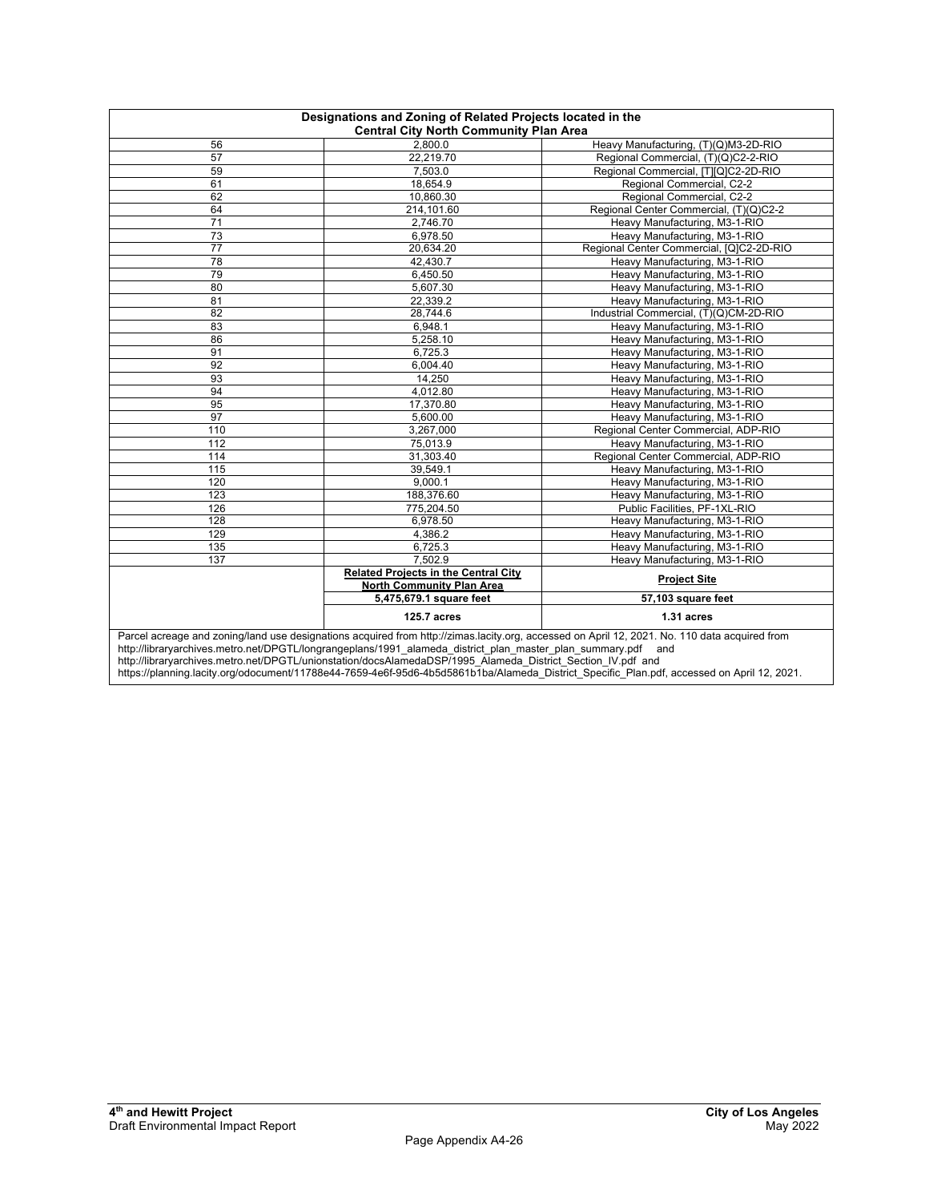| Designations and Zoning of Related Projects located in the Central City North Community Plan Area | | |
|---|---|---|
| 56 | 2,800.0 | Heavy Manufacturing, (T)(Q)M3-2D-RIO |
| 57 | 22,219.70 | Regional Commercial, (T)(Q)C2-2-RIO |
| 59 | 7,503.0 | Regional Commercial, [T][Q]C2-2D-RIO |
| 61 | 18,654.9 | Regional Commercial, C2-2 |
| 62 | 10,860.30 | Regional Commercial, C2-2 |
| 64 | 214,101.60 | Regional Center Commercial, (T)(Q)C2-2 |
| 71 | 2,746.70 | Heavy Manufacturing, M3-1-RIO |
| 73 | 6,978.50 | Heavy Manufacturing, M3-1-RIO |
| 77 | 20,634.20 | Regional Center Commercial, [Q]C2-2D-RIO |
| 78 | 42,430.7 | Heavy Manufacturing, M3-1-RIO |
| 79 | 6,450.50 | Heavy Manufacturing, M3-1-RIO |
| 80 | 5,607.30 | Heavy Manufacturing, M3-1-RIO |
| 81 | 22,339.2 | Heavy Manufacturing, M3-1-RIO |
| 82 | 28,744.6 | Industrial Commercial, (T)(Q)CM-2D-RIO |
| 83 | 6,948.1 | Heavy Manufacturing, M3-1-RIO |
| 86 | 5,258.10 | Heavy Manufacturing, M3-1-RIO |
| 91 | 6,725.3 | Heavy Manufacturing, M3-1-RIO |
| 92 | 6,004.40 | Heavy Manufacturing, M3-1-RIO |
| 93 | 14,250 | Heavy Manufacturing, M3-1-RIO |
| 94 | 4,012.80 | Heavy Manufacturing, M3-1-RIO |
| 95 | 17,370.80 | Heavy Manufacturing, M3-1-RIO |
| 97 | 5,600.00 | Heavy Manufacturing, M3-1-RIO |
| 110 | 3,267,000 | Regional Center Commercial, ADP-RIO |
| 112 | 75,013.9 | Heavy Manufacturing, M3-1-RIO |
| 114 | 31,303.40 | Regional Center Commercial, ADP-RIO |
| 115 | 39,549.1 | Heavy Manufacturing, M3-1-RIO |
| 120 | 9,000.1 | Heavy Manufacturing, M3-1-RIO |
| 123 | 188,376.60 | Heavy Manufacturing, M3-1-RIO |
| 126 | 775,204.50 | Public Facilities, PF-1XL-RIO |
| 128 | 6,978.50 | Heavy Manufacturing, M3-1-RIO |
| 129 | 4,386.2 | Heavy Manufacturing, M3-1-RIO |
| 135 | 6,725.3 | Heavy Manufacturing, M3-1-RIO |
| 137 | 7,502.9 | Heavy Manufacturing, M3-1-RIO |
| | **Related Projects in the Central City North Community Plan Area** | **Project Site** |
| | **5,475,679.1 square feet** | **57,103 square feet** |
| | **125.7 acres** | **1.31 acres** |

Parcel acreage and zoning/land use designations acquired from http://zimas.lacity.org, accessed on April 12, 2021. No. 110 data acquired from http://libraryarchives.metro.net/DPGTL/longrangeplans/1991_alameda_district_plan_master_plan_summary.pdf and http://libraryarchives.metro.net/DPGTL/unionstation/docsAlamedaDSP/1995_Alameda_District_Section_IV.pdf and https://planning.lacity.org/odocument/11788e44-7659-4e6f-95d6-4b5d5861b1ba/Alameda_District_Specific_Plan.pdf, accessed on April 12, 2021.